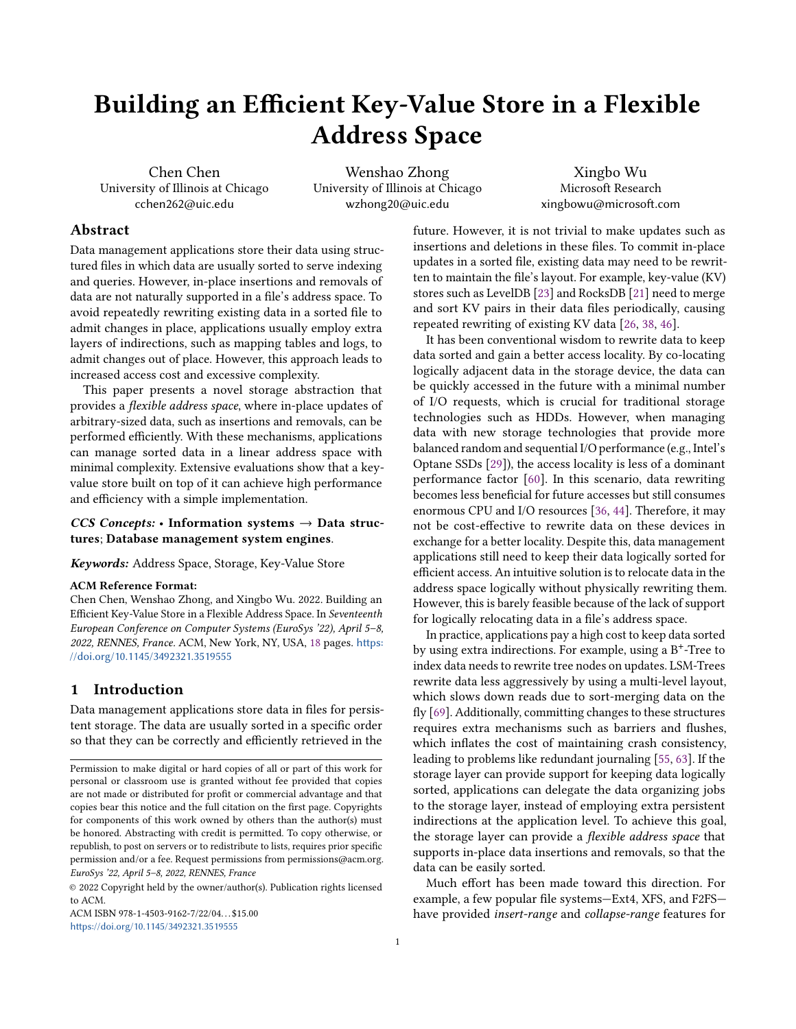# Building an Efficient Key-Value Store in a Flexible Address Space

Chen Chen
University of Illinois at Chicago
cchen262@uic.edu

Wenshao Zhong
University of Illinois at Chicago
wzhong20@uic.edu

Xingbo Wu
Microsoft Research
xingbowu@microsoft.com

## Abstract

Data management applications store their data using structured files in which data are usually sorted to serve indexing and queries. However, in-place insertions and removals of data are not naturally supported in a file's address space. To avoid repeatedly rewriting existing data in a sorted file to admit changes in place, applications usually employ extra layers of indirections, such as mapping tables and logs, to admit changes out of place. However, this approach leads to increased access cost and excessive complexity.

This paper presents a novel storage abstraction that provides a *flexible address space*, where in-place updates of arbitrary-sized data, such as insertions and removals, can be performed efficiently. With these mechanisms, applications can manage sorted data in a linear address space with minimal complexity. Extensive evaluations show that a key-value store built on top of it can achieve high performance and efficiency with a simple implementation.

***CCS Concepts:*** • **Information systems** → **Data structures**; **Database management system engines**.

***Keywords:*** Address Space, Storage, Key-Value Store

**ACM Reference Format:**
Chen Chen, Wenshao Zhong, and Xingbo Wu. 2022. Building an Efficient Key-Value Store in a Flexible Address Space. In *Seventeenth European Conference on Computer Systems (EuroSys '22), April 5–8, 2022, RENNES, France.* ACM, New York, NY, USA, 18 pages. https://doi.org/10.1145/3492321.3519555

## 1 Introduction

Data management applications store data in files for persistent storage. The data are usually sorted in a specific order so that they can be correctly and efficiently retrieved in the future. However, it is not trivial to make updates such as insertions and deletions in these files. To commit in-place updates in a sorted file, existing data may need to be rewritten to maintain the file's layout. For example, key-value (KV) stores such as LevelDB [23] and RocksDB [21] need to merge and sort KV pairs in their data files periodically, causing repeated rewriting of existing KV data [26, 38, 46].

It has been conventional wisdom to rewrite data to keep data sorted and gain a better access locality. By co-locating logically adjacent data in the storage device, the data can be quickly accessed in the future with a minimal number of I/O requests, which is crucial for traditional storage technologies such as HDDs. However, when managing data with new storage technologies that provide more balanced random and sequential I/O performance (e.g., Intel's Optane SSDs [29]), the access locality is less of a dominant performance factor [60]. In this scenario, data rewriting becomes less beneficial for future accesses but still consumes enormous CPU and I/O resources [36, 44]. Therefore, it may not be cost-effective to rewrite data on these devices in exchange for a better locality. Despite this, data management applications still need to keep their data logically sorted for efficient access. An intuitive solution is to relocate data in the address space logically without physically rewriting them. However, this is barely feasible because of the lack of support for logically relocating data in a file's address space.

In practice, applications pay a high cost to keep data sorted by using extra indirections. For example, using a B$^{+}$-Tree to index data needs to rewrite tree nodes on updates. LSM-Trees rewrite data less aggressively by using a multi-level layout, which slows down reads due to sort-merging data on the fly [69]. Additionally, committing changes to these structures requires extra mechanisms such as barriers and flushes, which inflates the cost of maintaining crash consistency, leading to problems like redundant journaling [55, 63]. If the storage layer can provide support for keeping data logically sorted, applications can delegate the data organizing jobs to the storage layer, instead of employing extra persistent indirections at the application level. To achieve this goal, the storage layer can provide a *flexible address space* that supports in-place data insertions and removals, so that the data can be easily sorted.

Much effort has been made toward this direction. For example, a few popular file systems—Ext4, XFS, and F2FS—have provided *insert-range* and *collapse-range* features for

---

Permission to make digital or hard copies of all or part of this work for personal or classroom use is granted without fee provided that copies are not made or distributed for profit or commercial advantage and that copies bear this notice and the full citation on the first page. Copyrights for components of this work owned by others than the author(s) must be honored. Abstracting with credit is permitted. To copy otherwise, or republish, to post on servers or to redistribute to lists, requires prior specific permission and/or a fee. Request permissions from permissions@acm.org.
*EuroSys '22, April 5–8, 2022, RENNES, France*
© 2022 Copyright held by the owner/author(s). Publication rights licensed to ACM.
ACM ISBN 978-1-4503-9162-7/22/04...$15.00
https://doi.org/10.1145/3492321.3519555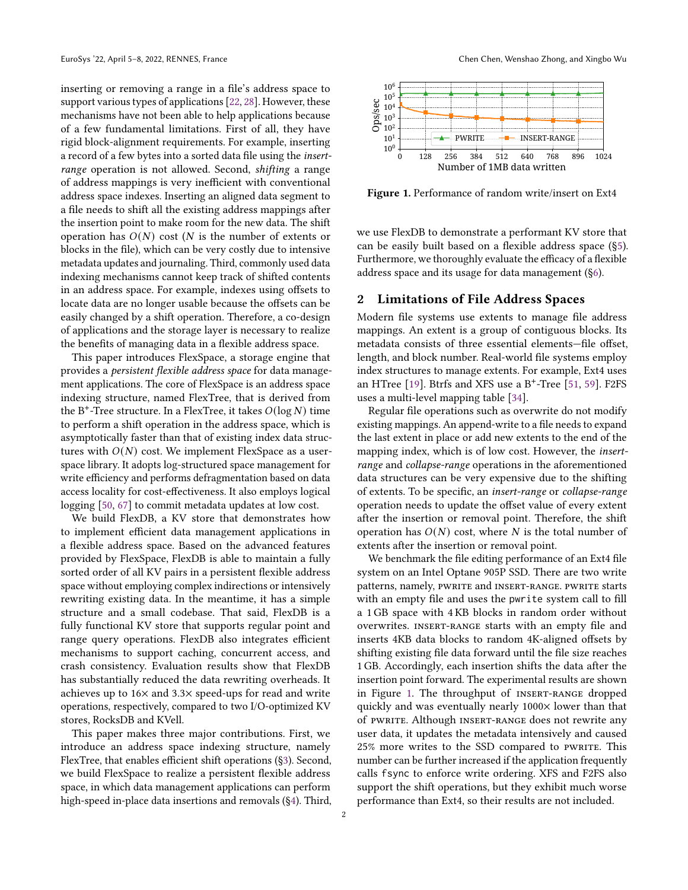inserting or removing a range in a file's address space to support various types of applications [22, 28]. However, these mechanisms have not been able to help applications because of a few fundamental limitations. First of all, they have rigid block-alignment requirements. For example, inserting a record of a few bytes into a sorted data file using the *insert-range* operation is not allowed. Second, *shifting* a range of address mappings is very inefficient with conventional address space indexes. Inserting an aligned data segment to a file needs to shift all the existing address mappings after the insertion point to make room for the new data. The shift operation has $O(N)$ cost ($N$ is the number of extents or blocks in the file), which can be very costly due to intensive metadata updates and journaling. Third, commonly used data indexing mechanisms cannot keep track of shifted contents in an address space. For example, indexes using offsets to locate data are no longer usable because the offsets can be easily changed by a shift operation. Therefore, a co-design of applications and the storage layer is necessary to realize the benefits of managing data in a flexible address space.

This paper introduces FlexSpace, a storage engine that provides a *persistent flexible address space* for data management applications. The core of FlexSpace is an address space indexing structure, named FlexTree, that is derived from the B$^+$-Tree structure. In a FlexTree, it takes $O(\log N)$ time to perform a shift operation in the address space, which is asymptotically faster than that of existing index data structures with $O(N)$ cost. We implement FlexSpace as a user-space library. It adopts log-structured space management for write efficiency and performs defragmentation based on data access locality for cost-effectiveness. It also employs logical logging [50, 67] to commit metadata updates at low cost.

We build FlexDB, a KV store that demonstrates how to implement efficient data management applications in a flexible address space. Based on the advanced features provided by FlexSpace, FlexDB is able to maintain a fully sorted order of all KV pairs in a persistent flexible address space without employing complex indirections or intensively rewriting existing data. In the meantime, it has a simple structure and a small codebase. That said, FlexDB is a fully functional KV store that supports regular point and range query operations. FlexDB also integrates efficient mechanisms to support caching, concurrent access, and crash consistency. Evaluation results show that FlexDB has substantially reduced the data rewriting overheads. It achieves up to 16× and 3.3× speed-ups for read and write operations, respectively, compared to two I/O-optimized KV stores, RocksDB and KVell.

This paper makes three major contributions. First, we introduce an address space indexing structure, namely FlexTree, that enables efficient shift operations (§3). Second, we build FlexSpace to realize a persistent flexible address space, in which data management applications can perform high-speed in-place data insertions and removals (§4). Third, we use FlexDB to demonstrate a performant KV store that can be easily built based on a flexible address space (§5). Furthermore, we thoroughly evaluate the efficacy of a flexible address space and its usage for data management (§6).

**Figure 1.** Performance of random write/insert on Ext4

## 2 Limitations of File Address Spaces

Modern file systems use extents to manage file address mappings. An extent is a group of contiguous blocks. Its metadata consists of three essential elements—file offset, length, and block number. Real-world file systems employ index structures to manage extents. For example, Ext4 uses an HTree [19]. Btrfs and XFS use a B$^+$-Tree [51, 59]. F2FS uses a multi-level mapping table [34].

Regular file operations such as overwrite do not modify existing mappings. An append-write to a file needs to expand the last extent in place or add new extents to the end of the mapping index, which is of low cost. However, the *insert-range* and *collapse-range* operations in the aforementioned data structures can be very expensive due to the shifting of extents. To be specific, an *insert-range* or *collapse-range* operation needs to update the offset value of every extent after the insertion or removal point. Therefore, the shift operation has $O(N)$ cost, where $N$ is the total number of extents after the insertion or removal point.

We benchmark the file editing performance of an Ext4 file system on an Intel Optane 905P SSD. There are two write patterns, namely, PWRITE and INSERT-RANGE. PWRITE starts with an empty file and uses the `pwrite` system call to fill a 1 GB space with 4 KB blocks in random order without overwrites. INSERT-RANGE starts with an empty file and inserts 4KB data blocks to random 4K-aligned offsets by shifting existing file data forward until the file size reaches 1 GB. Accordingly, each insertion shifts the data after the insertion point forward. The experimental results are shown in Figure 1. The throughput of INSERT-RANGE dropped quickly and was eventually nearly 1000× lower than that of PWRITE. Although INSERT-RANGE does not rewrite any user data, it updates the metadata intensively and caused 25% more writes to the SSD compared to PWRITE. This number can be further increased if the application frequently calls `fsync` to enforce write ordering. XFS and F2FS also support the shift operations, but they exhibit much worse performance than Ext4, so their results are not included.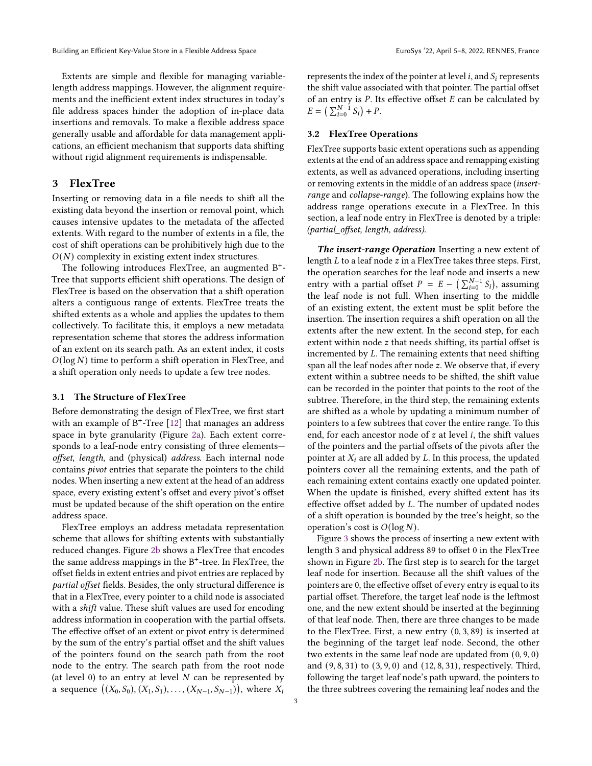Extents are simple and flexible for managing variable-length address mappings. However, the alignment requirements and the inefficient extent index structures in today's file address spaces hinder the adoption of in-place data insertions and removals. To make a flexible address space generally usable and affordable for data management applications, an efficient mechanism that supports data shifting without rigid alignment requirements is indispensable.

## 3 FlexTree

Inserting or removing data in a file needs to shift all the existing data beyond the insertion or removal point, which causes intensive updates to the metadata of the affected extents. With regard to the number of extents in a file, the cost of shift operations can be prohibitively high due to the $O(N)$ complexity in existing extent index structures.

The following introduces FlexTree, an augmented B$^+$-Tree that supports efficient shift operations. The design of FlexTree is based on the observation that a shift operation alters a contiguous range of extents. FlexTree treats the shifted extents as a whole and applies the updates to them collectively. To facilitate this, it employs a new metadata representation scheme that stores the address information of an extent on its search path. As an extent index, it costs $O(\log N)$ time to perform a shift operation in FlexTree, and a shift operation only needs to update a few tree nodes.

### 3.1 The Structure of FlexTree

Before demonstrating the design of FlexTree, we first start with an example of B$^+$-Tree [12] that manages an address space in byte granularity (Figure 2a). Each extent corresponds to a leaf-node entry consisting of three elements—*offset*, *length*, and (physical) *address*. Each internal node contains *pivot* entries that separate the pointers to the child nodes. When inserting a new extent at the head of an address space, every existing extent's offset and every pivot's offset must be updated because of the shift operation on the entire address space.

FlexTree employs an address metadata representation scheme that allows for shifting extents with substantially reduced changes. Figure 2b shows a FlexTree that encodes the same address mappings in the B$^+$-tree. In FlexTree, the offset fields in extent entries and pivot entries are replaced by *partial offset* fields. Besides, the only structural difference is that in a FlexTree, every pointer to a child node is associated with a *shift* value. These shift values are used for encoding address information in cooperation with the partial offsets. The effective offset of an extent or pivot entry is determined by the sum of the entry's partial offset and the shift values of the pointers found on the search path from the root node to the entry. The search path from the root node (at level 0) to an entry at level $N$ can be represented by a sequence $\big((X_0, S_0), (X_1, S_1), \ldots, (X_{N-1}, S_{N-1})\big)$, where $X_i$ represents the index of the pointer at level $i$, and $S_i$ represents the shift value associated with that pointer. The partial offset of an entry is $P$. Its effective offset $E$ can be calculated by $E = \big(\sum_{i=0}^{N-1} S_i\big) + P$.

### 3.2 FlexTree Operations

FlexTree supports basic extent operations such as appending extents at the end of an address space and remapping existing extents, as well as advanced operations, including inserting or removing extents in the middle of an address space (*insert-range* and *collapse-range*). The following explains how the address range operations execute in a FlexTree. In this section, a leaf node entry in FlexTree is denoted by a triple: *(partial_offset, length, address)*.

***The insert-range Operation*** Inserting a new extent of length $L$ to a leaf node $z$ in a FlexTree takes three steps. First, the operation searches for the leaf node and inserts a new entry with a partial offset $P = E - \big(\sum_{i=0}^{N-1} S_i\big)$, assuming the leaf node is not full. When inserting to the middle of an existing extent, the extent must be split before the insertion. The insertion requires a shift operation on all the extents after the new extent. In the second step, for each extent within node $z$ that needs shifting, its partial offset is incremented by $L$. The remaining extents that need shifting span all the leaf nodes after node $z$. We observe that, if every extent within a subtree needs to be shifted, the shift value can be recorded in the pointer that points to the root of the subtree. Therefore, in the third step, the remaining extents are shifted as a whole by updating a minimum number of pointers to a few subtrees that cover the entire range. To this end, for each ancestor node of $z$ at level $i$, the shift values of the pointers and the partial offsets of the pivots after the pointer at $X_i$ are all added by $L$. In this process, the updated pointers cover all the remaining extents, and the path of each remaining extent contains exactly one updated pointer. When the update is finished, every shifted extent has its effective offset added by $L$. The number of updated nodes of a shift operation is bounded by the tree's height, so the operation's cost is $O(\log N)$.

Figure 3 shows the process of inserting a new extent with length 3 and physical address 89 to offset 0 in the FlexTree shown in Figure 2b. The first step is to search for the target leaf node for insertion. Because all the shift values of the pointers are 0, the effective offset of every entry is equal to its partial offset. Therefore, the target leaf node is the leftmost one, and the new extent should be inserted at the beginning of that leaf node. Then, there are three changes to be made to the FlexTree. First, a new entry $(0, 3, 89)$ is inserted at the beginning of the target leaf node. Second, the other two extents in the same leaf node are updated from $(0, 9, 0)$ and $(9, 8, 31)$ to $(3, 9, 0)$ and $(12, 8, 31)$, respectively. Third, following the target leaf node's path upward, the pointers to the three subtrees covering the remaining leaf nodes and the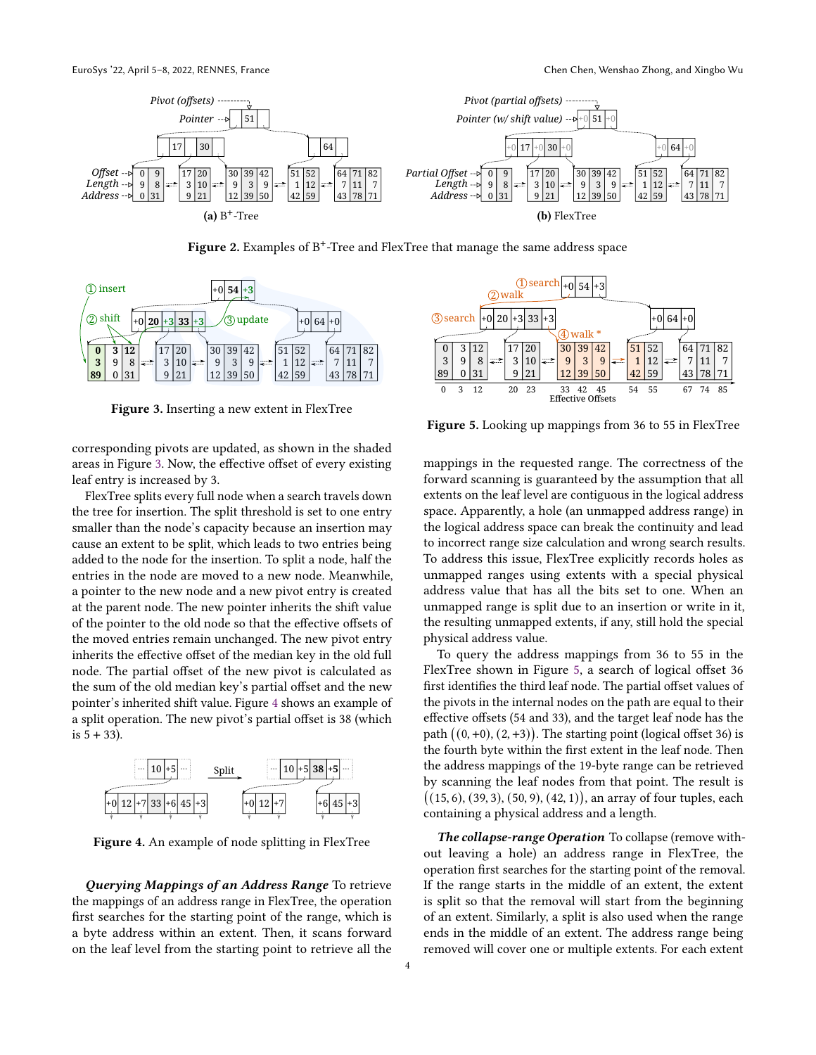Figure 2. Examples of B$^+$-Tree and FlexTree that manage the same address space

Figure 3. Inserting a new extent in FlexTree

Figure 5. Looking up mappings from 36 to 55 in FlexTree

corresponding pivots are updated, as shown in the shaded areas in Figure 3. Now, the effective offset of every existing leaf entry is increased by 3.

FlexTree splits every full node when a search travels down the tree for insertion. The split threshold is set to one entry smaller than the node's capacity because an insertion may cause an extent to be split, which leads to two entries being added to the node for the insertion. To split a node, half the entries in the node are moved to a new node. Meanwhile, a pointer to the new node and a new pivot entry is created at the parent node. The new pointer inherits the shift value of the pointer to the old node so that the effective offsets of the moved entries remain unchanged. The new pivot entry inherits the effective offset of the median key in the old full node. The partial offset of the new pivot is calculated as the sum of the old median key's partial offset and the new pointer's inherited shift value. Figure 4 shows an example of a split operation. The new pivot's partial offset is 38 (which is 5 + 33).

Figure 4. An example of node splitting in FlexTree

***Querying Mappings of an Address Range*** To retrieve the mappings of an address range in FlexTree, the operation first searches for the starting point of the range, which is a byte address within an extent. Then, it scans forward on the leaf level from the starting point to retrieve all the mappings in the requested range. The correctness of the forward scanning is guaranteed by the assumption that all extents on the leaf level are contiguous in the logical address space. Apparently, a hole (an unmapped address range) in the logical address space can break the continuity and lead to incorrect range size calculation and wrong search results. To address this issue, FlexTree explicitly records holes as unmapped ranges using extents with a special physical address value that has all the bits set to one. When an unmapped range is split due to an insertion or write in it, the resulting unmapped extents, if any, still hold the special physical address value.

To query the address mappings from 36 to 55 in the FlexTree shown in Figure 5, a search of logical offset 36 first identifies the third leaf node. The partial offset values of the pivots in the internal nodes on the path are equal to their effective offsets (54 and 33), and the target leaf node has the path $\big((0, +0), (2, +3)\big)$. The starting point (logical offset 36) is the fourth byte within the first extent in the leaf node. Then the address mappings of the 19-byte range can be retrieved by scanning the leaf nodes from that point. The result is $\big((15, 6), (39, 3), (50, 9), (42, 1)\big)$, an array of four tuples, each containing a physical address and a length.

***The collapse-range Operation*** To collapse (remove without leaving a hole) an address range in FlexTree, the operation first searches for the starting point of the removal. If the range starts in the middle of an extent, the extent is split so that the removal will start from the beginning of an extent. Similarly, a split is also used when the range ends in the middle of an extent. The address range being removed will cover one or multiple extents. For each extent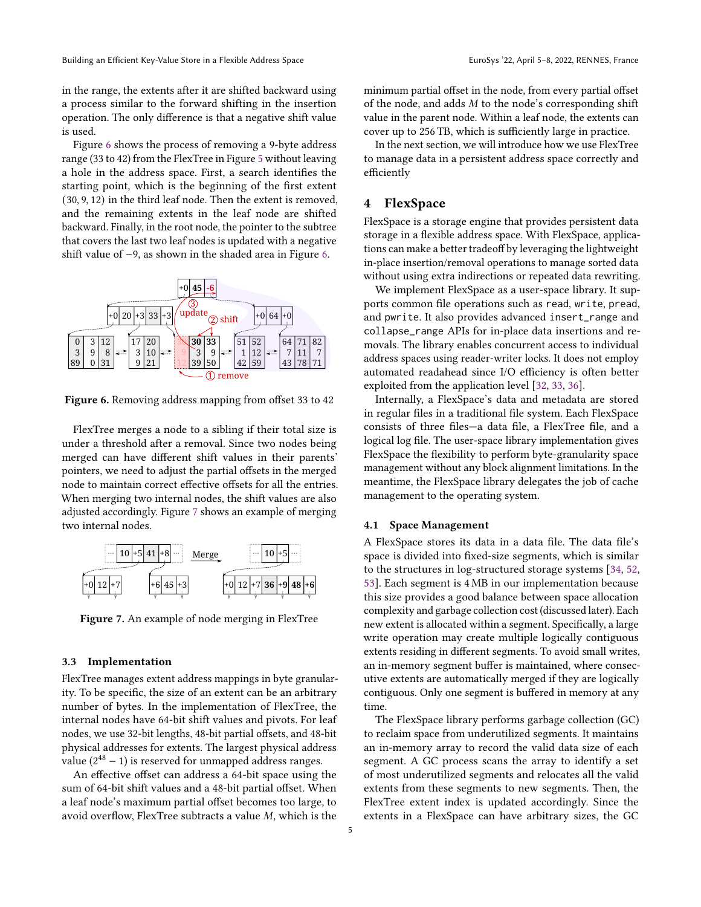in the range, the extents after it are shifted backward using a process similar to the forward shifting in the insertion operation. The only difference is that a negative shift value is used.

Figure 6 shows the process of removing a 9-byte address range (33 to 42) from the FlexTree in Figure 5 without leaving a hole in the address space. First, a search identifies the starting point, which is the beginning of the first extent (30, 9, 12) in the third leaf node. Then the extent is removed, and the remaining extents in the leaf node are shifted backward. Finally, in the root node, the pointer to the subtree that covers the last two leaf nodes is updated with a negative shift value of −9, as shown in the shaded area in Figure 6.

**Figure 6.** Removing address mapping from offset 33 to 42

FlexTree merges a node to a sibling if their total size is under a threshold after a removal. Since two nodes being merged can have different shift values in their parents' pointers, we need to adjust the partial offsets in the merged node to maintain correct effective offsets for all the entries. When merging two internal nodes, the shift values are also adjusted accordingly. Figure 7 shows an example of merging two internal nodes.

**Figure 7.** An example of node merging in FlexTree

### 3.3 Implementation

FlexTree manages extent address mappings in byte granularity. To be specific, the size of an extent can be an arbitrary number of bytes. In the implementation of FlexTree, the internal nodes have 64-bit shift values and pivots. For leaf nodes, we use 32-bit lengths, 48-bit partial offsets, and 48-bit physical addresses for extents. The largest physical address value ($2^{48} - 1$) is reserved for unmapped address ranges.

An effective offset can address a 64-bit space using the sum of 64-bit shift values and a 48-bit partial offset. When a leaf node's maximum partial offset becomes too large, to avoid overflow, FlexTree subtracts a value $M$, which is the minimum partial offset in the node, from every partial offset of the node, and adds $M$ to the node's corresponding shift value in the parent node. Within a leaf node, the extents can cover up to 256 TB, which is sufficiently large in practice.

In the next section, we will introduce how we use FlexTree to manage data in a persistent address space correctly and efficiently

## 4 FlexSpace

FlexSpace is a storage engine that provides persistent data storage in a flexible address space. With FlexSpace, applications can make a better tradeoff by leveraging the lightweight in-place insertion/removal operations to manage sorted data without using extra indirections or repeated data rewriting.

We implement FlexSpace as a user-space library. It supports common file operations such as `read`, `write`, `pread`, and `pwrite`. It also provides advanced `insert_range` and `collapse_range` APIs for in-place data insertions and removals. The library enables concurrent access to individual address spaces using reader-writer locks. It does not employ automated readahead since I/O efficiency is often better exploited from the application level [32, 33, 36].

Internally, a FlexSpace's data and metadata are stored in regular files in a traditional file system. Each FlexSpace consists of three files—a data file, a FlexTree file, and a logical log file. The user-space library implementation gives FlexSpace the flexibility to perform byte-granularity space management without any block alignment limitations. In the meantime, the FlexSpace library delegates the job of cache management to the operating system.

### 4.1 Space Management

A FlexSpace stores its data in a data file. The data file's space is divided into fixed-size segments, which is similar to the structures in log-structured storage systems [34, 52, 53]. Each segment is 4 MB in our implementation because this size provides a good balance between space allocation complexity and garbage collection cost (discussed later). Each new extent is allocated within a segment. Specifically, a large write operation may create multiple logically contiguous extents residing in different segments. To avoid small writes, an in-memory segment buffer is maintained, where consecutive extents are automatically merged if they are logically contiguous. Only one segment is buffered in memory at any time.

The FlexSpace library performs garbage collection (GC) to reclaim space from underutilized segments. It maintains an in-memory array to record the valid data size of each segment. A GC process scans the array to identify a set of most underutilized segments and relocates all the valid extents from these segments to new segments. Then, the FlexTree extent index is updated accordingly. Since the extents in a FlexSpace can have arbitrary sizes, the GC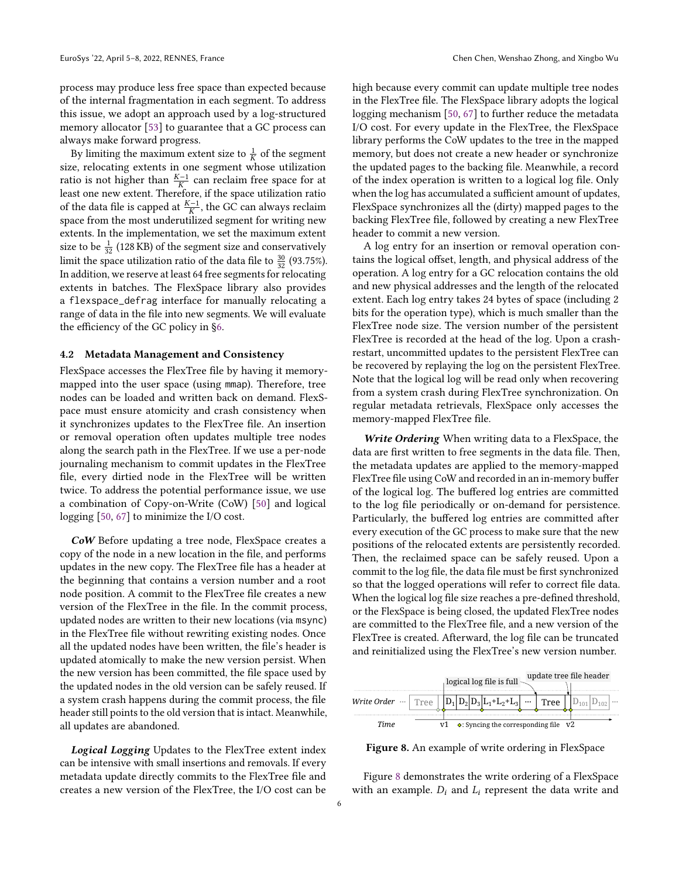process may produce less free space than expected because of the internal fragmentation in each segment. To address this issue, we adopt an approach used by a log-structured memory allocator [53] to guarantee that a GC process can always make forward progress.

By limiting the maximum extent size to $\frac{1}{K}$ of the segment size, relocating extents in one segment whose utilization ratio is not higher than $\frac{K-1}{K}$ can reclaim free space for at least one new extent. Therefore, if the space utilization ratio of the data file is capped at $\frac{K-1}{K}$, the GC can always reclaim space from the most underutilized segment for writing new extents. In the implementation, we set the maximum extent size to be $\frac{1}{32}$ (128 KB) of the segment size and conservatively limit the space utilization ratio of the data file to $\frac{30}{32}$ (93.75%). In addition, we reserve at least 64 free segments for relocating extents in batches. The FlexSpace library also provides a `flexspace_defrag` interface for manually relocating a range of data in the file into new segments. We will evaluate the efficiency of the GC policy in §6.

### 4.2 Metadata Management and Consistency

FlexSpace accesses the FlexTree file by having it memory-mapped into the user space (using `mmap`). Therefore, tree nodes can be loaded and written back on demand. FlexSpace must ensure atomicity and crash consistency when it synchronizes updates to the FlexTree file. An insertion or removal operation often updates multiple tree nodes along the search path in the FlexTree. If we use a per-node journaling mechanism to commit updates in the FlexTree file, every dirtied node in the FlexTree will be written twice. To address the potential performance issue, we use a combination of Copy-on-Write (CoW) [50] and logical logging [50, 67] to minimize the I/O cost.

***CoW*** Before updating a tree node, FlexSpace creates a copy of the node in a new location in the file, and performs updates in the new copy. The FlexTree file has a header at the beginning that contains a version number and a root node position. A commit to the FlexTree file creates a new version of the FlexTree in the file. In the commit process, updated nodes are written to their new locations (via `msync`) in the FlexTree file without rewriting existing nodes. Once all the updated nodes have been written, the file's header is updated atomically to make the new version persist. When the new version has been committed, the file space used by the updated nodes in the old version can be safely reused. If a system crash happens during the commit process, the file header still points to the old version that is intact. Meanwhile, all updates are abandoned.

***Logical Logging*** Updates to the FlexTree extent index can be intensive with small insertions and removals. If every metadata update directly commits to the FlexTree file and creates a new version of the FlexTree, the I/O cost can be high because every commit can update multiple tree nodes in the FlexTree file. The FlexSpace library adopts the logical logging mechanism [50, 67] to further reduce the metadata I/O cost. For every update in the FlexTree, the FlexSpace library performs the CoW updates to the tree in the mapped memory, but does not create a new header or synchronize the updated pages to the backing file. Meanwhile, a record of the index operation is written to a logical log file. Only when the log has accumulated a sufficient amount of updates, FlexSpace synchronizes all the (dirty) mapped pages to the backing FlexTree file, followed by creating a new FlexTree header to commit a new version.

A log entry for an insertion or removal operation contains the logical offset, length, and physical address of the operation. A log entry for a GC relocation contains the old and new physical addresses and the length of the relocated extent. Each log entry takes 24 bytes of space (including 2 bits for the operation type), which is much smaller than the FlexTree node size. The version number of the persistent FlexTree is recorded at the head of the log. Upon a crash-restart, uncommitted updates to the persistent FlexTree can be recovered by replaying the log on the persistent FlexTree. Note that the logical log will be read only when recovering from a system crash during FlexTree synchronization. On regular metadata retrievals, FlexSpace only accesses the memory-mapped FlexTree file.

***Write Ordering*** When writing data to a FlexSpace, the data are first written to free segments in the data file. Then, the metadata updates are applied to the memory-mapped FlexTree file using CoW and recorded in an in-memory buffer of the logical log. The buffered log entries are committed to the log file periodically or on-demand for persistence. Particularly, the buffered log entries are committed after every execution of the GC process to make sure that the new positions of the relocated extents are persistently recorded. Then, the reclaimed space can be safely reused. Upon a commit to the log file, the data file must be first synchronized so that the logged operations will refer to correct file data. When the logical log file size reaches a pre-defined threshold, or the FlexSpace is being closed, the updated FlexTree nodes are committed to the FlexTree file, and a new version of the FlexTree is created. Afterward, the log file can be truncated and reinitialized using the FlexTree's new version number.

Write Order ··· Tree | $D_1$ | $D_2$ | $D_3$ | $L_1$+$L_2$+$L_3$ | ··· | Tree | | $D_{101}$ | $D_{102}$ | ···

logical log file is full — update tree file header

Time: v1 ◇: Syncing the corresponding file v2

**Figure 8.** An example of write ordering in FlexSpace

Figure 8 demonstrates the write ordering of a FlexSpace with an example. $D_i$ and $L_i$ represent the data write and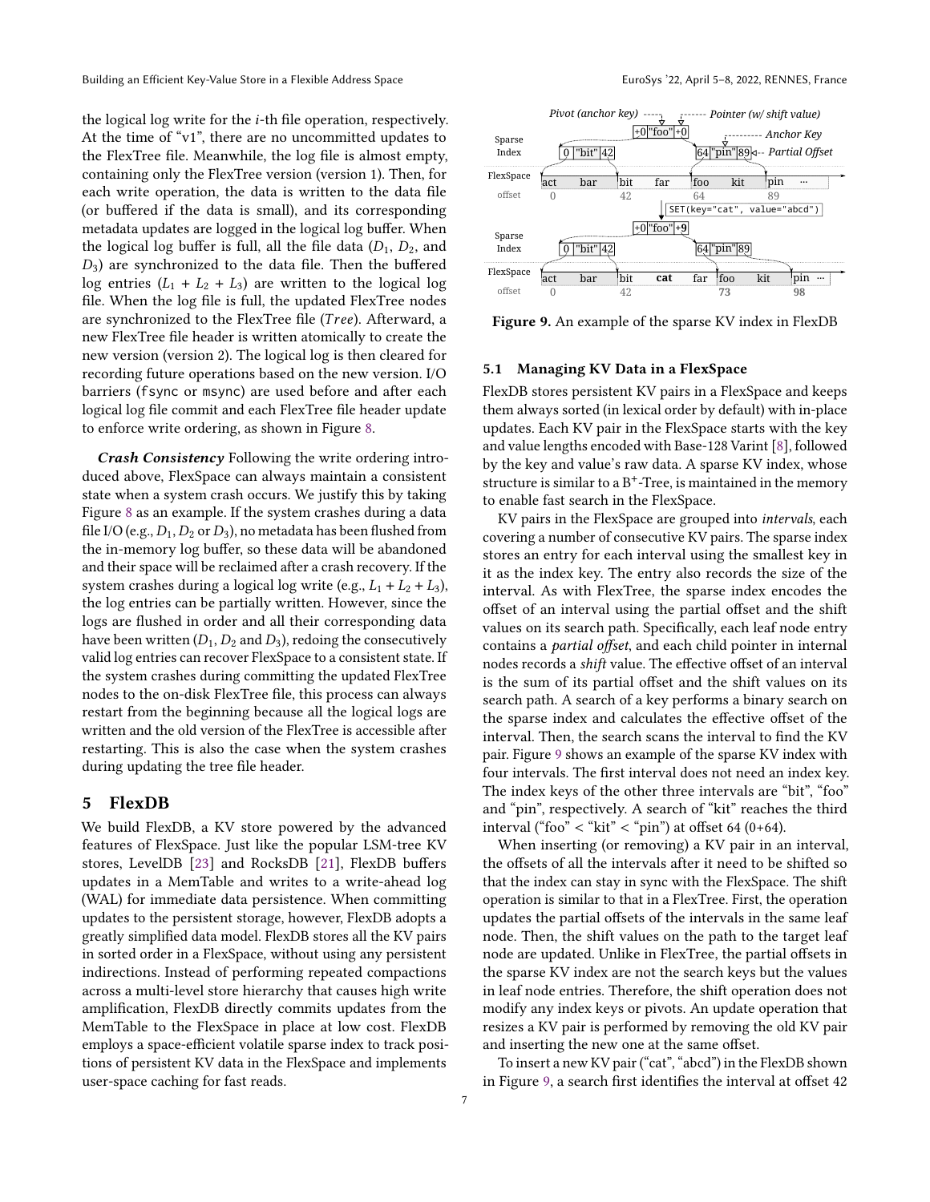the logical log write for the $i$-th file operation, respectively. At the time of "v1", there are no uncommitted updates to the FlexTree file. Meanwhile, the log file is almost empty, containing only the FlexTree version (version 1). Then, for each write operation, the data is written to the data file (or buffered if the data is small), and its corresponding metadata updates are logged in the logical log buffer. When the logical log buffer is full, all the file data ($D_1$, $D_2$, and $D_3$) are synchronized to the data file. Then the buffered log entries ($L_1 + L_2 + L_3$) are written to the logical log file. When the log file is full, the updated FlexTree nodes are synchronized to the FlexTree file ($Tree$). Afterward, a new FlexTree file header is written atomically to create the new version (version 2). The logical log is then cleared for recording future operations based on the new version. I/O barriers (fsync or msync) are used before and after each logical log file commit and each FlexTree file header update to enforce write ordering, as shown in Figure 8.

***Crash Consistency*** Following the write ordering introduced above, FlexSpace can always maintain a consistent state when a system crash occurs. We justify this by taking Figure 8 as an example. If the system crashes during a data file I/O (e.g., $D_1$, $D_2$ or $D_3$), no metadata has been flushed from the in-memory log buffer, so these data will be abandoned and their space will be reclaimed after a crash recovery. If the system crashes during a logical log write (e.g., $L_1 + L_2 + L_3$), the log entries can be partially written. However, since the logs are flushed in order and all their corresponding data have been written ($D_1$, $D_2$ and $D_3$), redoing the consecutively valid log entries can recover FlexSpace to a consistent state. If the system crashes during committing the updated FlexTree nodes to the on-disk FlexTree file, this process can always restart from the beginning because all the logical logs are written and the old version of the FlexTree is accessible after restarting. This is also the case when the system crashes during updating the tree file header.

# 5 FlexDB

We build FlexDB, a KV store powered by the advanced features of FlexSpace. Just like the popular LSM-tree KV stores, LevelDB [23] and RocksDB [21], FlexDB buffers updates in a MemTable and writes to a write-ahead log (WAL) for immediate data persistence. When committing updates to the persistent storage, however, FlexDB adopts a greatly simplified data model. FlexDB stores all the KV pairs in sorted order in a FlexSpace, without using any persistent indirections. Instead of performing repeated compactions across a multi-level store hierarchy that causes high write amplification, FlexDB directly commits updates from the MemTable to the FlexSpace in place at low cost. FlexDB employs a space-efficient volatile sparse index to track positions of persistent KV data in the FlexSpace and implements user-space caching for fast reads.

**Figure 9.** An example of the sparse KV index in FlexDB

## 5.1 Managing KV Data in a FlexSpace

FlexDB stores persistent KV pairs in a FlexSpace and keeps them always sorted (in lexical order by default) with in-place updates. Each KV pair in the FlexSpace starts with the key and value lengths encoded with Base-128 Varint [8], followed by the key and value's raw data. A sparse KV index, whose structure is similar to a B$^+$-Tree, is maintained in the memory to enable fast search in the FlexSpace.

KV pairs in the FlexSpace are grouped into *intervals*, each covering a number of consecutive KV pairs. The sparse index stores an entry for each interval using the smallest key in it as the index key. The entry also records the size of the interval. As with FlexTree, the sparse index encodes the offset of an interval using the partial offset and the shift values on its search path. Specifically, each leaf node entry contains a *partial offset*, and each child pointer in internal nodes records a *shift* value. The effective offset of an interval is the sum of its partial offset and the shift values on its search path. A search of a key performs a binary search on the sparse index and calculates the effective offset of the interval. Then, the search scans the interval to find the KV pair. Figure 9 shows an example of the sparse KV index with four intervals. The first interval does not need an index key. The index keys of the other three intervals are "bit", "foo" and "pin", respectively. A search of "kit" reaches the third interval ("foo" < "kit" < "pin") at offset 64 (0+64).

When inserting (or removing) a KV pair in an interval, the offsets of all the intervals after it need to be shifted so that the index can stay in sync with the FlexSpace. The shift operation is similar to that in a FlexTree. First, the operation updates the partial offsets of the intervals in the same leaf node. Then, the shift values on the path to the target leaf node are updated. Unlike in FlexTree, the partial offsets in the sparse KV index are not the search keys but the values in leaf node entries. Therefore, the shift operation does not modify any index keys or pivots. An update operation that resizes a KV pair is performed by removing the old KV pair and inserting the new one at the same offset.

To insert a new KV pair ("cat", "abcd") in the FlexDB shown in Figure 9, a search first identifies the interval at offset 42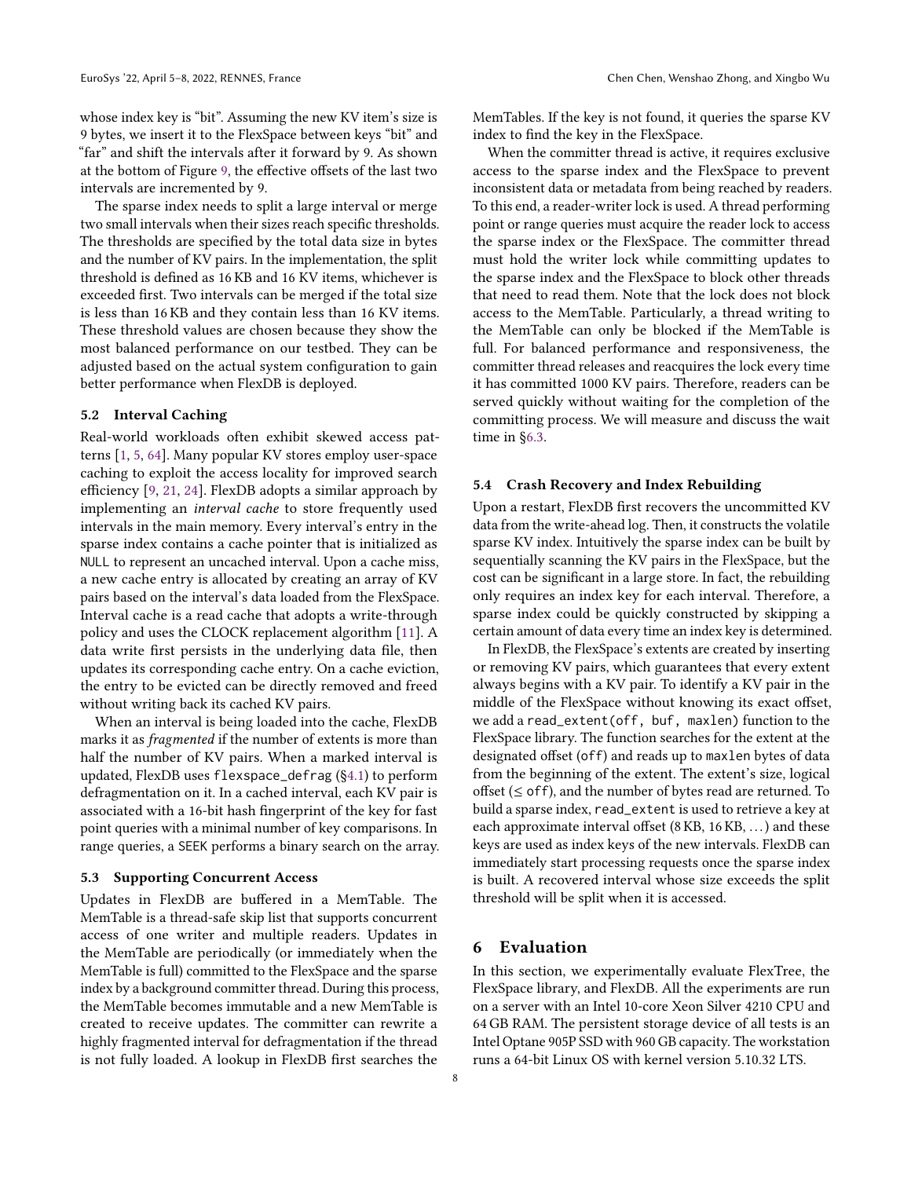whose index key is "bit". Assuming the new KV item's size is 9 bytes, we insert it to the FlexSpace between keys "bit" and "far" and shift the intervals after it forward by 9. As shown at the bottom of Figure 9, the effective offsets of the last two intervals are incremented by 9.

The sparse index needs to split a large interval or merge two small intervals when their sizes reach specific thresholds. The thresholds are specified by the total data size in bytes and the number of KV pairs. In the implementation, the split threshold is defined as 16 KB and 16 KV items, whichever is exceeded first. Two intervals can be merged if the total size is less than 16 KB and they contain less than 16 KV items. These threshold values are chosen because they show the most balanced performance on our testbed. They can be adjusted based on the actual system configuration to gain better performance when FlexDB is deployed.

### 5.2 Interval Caching

Real-world workloads often exhibit skewed access patterns [1, 5, 64]. Many popular KV stores employ user-space caching to exploit the access locality for improved search efficiency [9, 21, 24]. FlexDB adopts a similar approach by implementing an *interval cache* to store frequently used intervals in the main memory. Every interval's entry in the sparse index contains a cache pointer that is initialized as `NULL` to represent an uncached interval. Upon a cache miss, a new cache entry is allocated by creating an array of KV pairs based on the interval's data loaded from the FlexSpace. Interval cache is a read cache that adopts a write-through policy and uses the CLOCK replacement algorithm [11]. A data write first persists in the underlying data file, then updates its corresponding cache entry. On a cache eviction, the entry to be evicted can be directly removed and freed without writing back its cached KV pairs.

When an interval is being loaded into the cache, FlexDB marks it as *fragmented* if the number of extents is more than half the number of KV pairs. When a marked interval is updated, FlexDB uses `flexspace_defrag` (§4.1) to perform defragmentation on it. In a cached interval, each KV pair is associated with a 16-bit hash fingerprint of the key for fast point queries with a minimal number of key comparisons. In range queries, a `SEEK` performs a binary search on the array.

### 5.3 Supporting Concurrent Access

Updates in FlexDB are buffered in a MemTable. The MemTable is a thread-safe skip list that supports concurrent access of one writer and multiple readers. Updates in the MemTable are periodically (or immediately when the MemTable is full) committed to the FlexSpace and the sparse index by a background committer thread. During this process, the MemTable becomes immutable and a new MemTable is created to receive updates. The committer can rewrite a highly fragmented interval for defragmentation if the thread is not fully loaded. A lookup in FlexDB first searches the MemTables. If the key is not found, it queries the sparse KV index to find the key in the FlexSpace.

When the committer thread is active, it requires exclusive access to the sparse index and the FlexSpace to prevent inconsistent data or metadata from being reached by readers. To this end, a reader-writer lock is used. A thread performing point or range queries must acquire the reader lock to access the sparse index or the FlexSpace. The committer thread must hold the writer lock while committing updates to the sparse index and the FlexSpace to block other threads that need to read them. Note that the lock does not block access to the MemTable. Particularly, a thread writing to the MemTable can only be blocked if the MemTable is full. For balanced performance and responsiveness, the committer thread releases and reacquires the lock every time it has committed 1000 KV pairs. Therefore, readers can be served quickly without waiting for the completion of the committing process. We will measure and discuss the wait time in §6.3.

### 5.4 Crash Recovery and Index Rebuilding

Upon a restart, FlexDB first recovers the uncommitted KV data from the write-ahead log. Then, it constructs the volatile sparse KV index. Intuitively the sparse index can be built by sequentially scanning the KV pairs in the FlexSpace, but the cost can be significant in a large store. In fact, the rebuilding only requires an index key for each interval. Therefore, a sparse index could be quickly constructed by skipping a certain amount of data every time an index key is determined.

In FlexDB, the FlexSpace's extents are created by inserting or removing KV pairs, which guarantees that every extent always begins with a KV pair. To identify a KV pair in the middle of the FlexSpace without knowing its exact offset, we add a `read_extent(off, buf, maxlen)` function to the FlexSpace library. The function searches for the extent at the designated offset (`off`) and reads up to `maxlen` bytes of data from the beginning of the extent. The extent's size, logical offset (≤ `off`), and the number of bytes read are returned. To build a sparse index, `read_extent` is used to retrieve a key at each approximate interval offset (8 KB, 16 KB, ...) and these keys are used as index keys of the new intervals. FlexDB can immediately start processing requests once the sparse index is built. A recovered interval whose size exceeds the split threshold will be split when it is accessed.

## 6 Evaluation

In this section, we experimentally evaluate FlexTree, the FlexSpace library, and FlexDB. All the experiments are run on a server with an Intel 10-core Xeon Silver 4210 CPU and 64 GB RAM. The persistent storage device of all tests is an Intel Optane 905P SSD with 960 GB capacity. The workstation runs a 64-bit Linux OS with kernel version 5.10.32 LTS.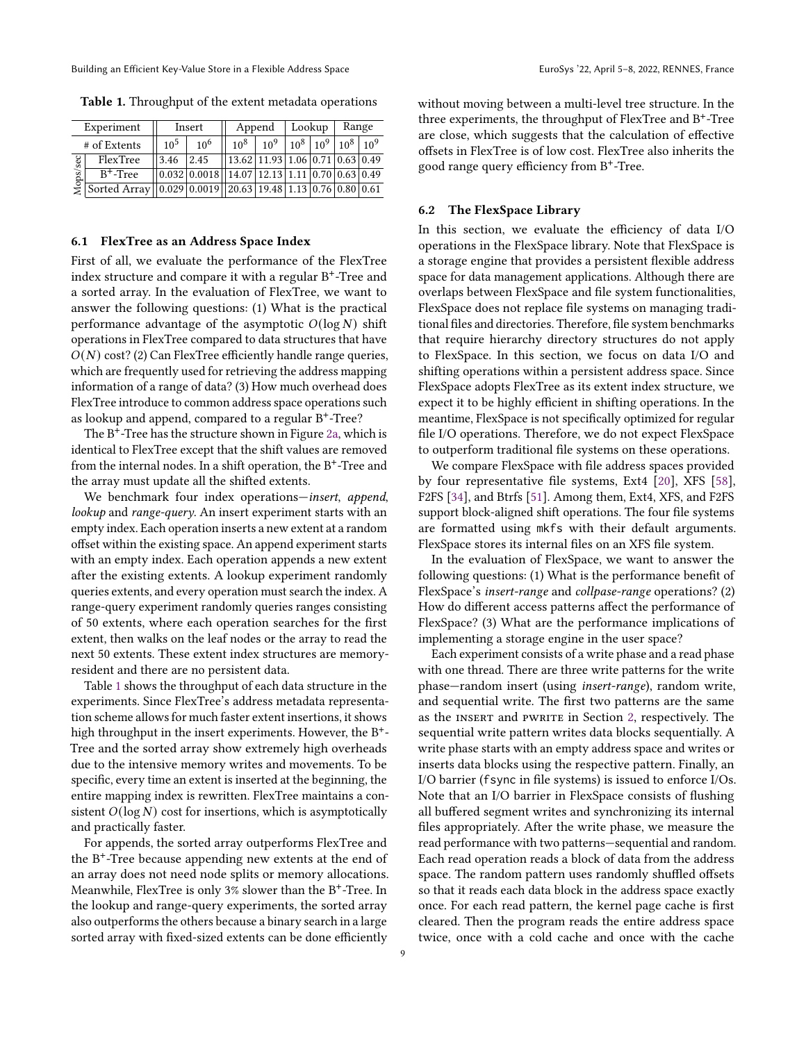**Table 1.** Throughput of the extent metadata operations

| | Experiment | Insert | | Append | | Lookup | | Range | |
|---|---|---|---|---|---|---|---|---|---|
| | # of Extents | $10^5$ | $10^6$ | $10^8$ | $10^9$ | $10^8$ | $10^9$ | $10^8$ | $10^9$ |
| Mops/sec | FlexTree | 3.46 | 2.45 | 13.62 | 11.93 | 1.06 | 0.71 | 0.63 | 0.49 |
| | $B^+$-Tree | 0.032 | 0.0018 | 14.07 | 12.13 | 1.11 | 0.70 | 0.63 | 0.49 |
| | Sorted Array | 0.029 | 0.0019 | 20.63 | 19.48 | 1.13 | 0.76 | 0.80 | 0.61 |

### 6.1 FlexTree as an Address Space Index

First of all, we evaluate the performance of the FlexTree index structure and compare it with a regular $B^+$-Tree and a sorted array. In the evaluation of FlexTree, we want to answer the following questions: (1) What is the practical performance advantage of the asymptotic $O(\log N)$ shift operations in FlexTree compared to data structures that have $O(N)$ cost? (2) Can FlexTree efficiently handle range queries, which are frequently used for retrieving the address mapping information of a range of data? (3) How much overhead does FlexTree introduce to common address space operations such as lookup and append, compared to a regular $B^+$-Tree?

The $B^+$-Tree has the structure shown in Figure 2a, which is identical to FlexTree except that the shift values are removed from the internal nodes. In a shift operation, the $B^+$-Tree and the array must update all the shifted extents.

We benchmark four index operations—*insert*, *append*, *lookup* and *range-query*. An insert experiment starts with an empty index. Each operation inserts a new extent at a random offset within the existing space. An append experiment starts with an empty index. Each operation appends a new extent after the existing extents. A lookup experiment randomly queries extents, and every operation must search the index. A range-query experiment randomly queries ranges consisting of 50 extents, where each operation searches for the first extent, then walks on the leaf nodes or the array to read the next 50 extents. These extent index structures are memory-resident and there are no persistent data.

Table 1 shows the throughput of each data structure in the experiments. Since FlexTree's address metadata representation scheme allows for much faster extent insertions, it shows high throughput in the insert experiments. However, the $B^+$-Tree and the sorted array show extremely high overheads due to the intensive memory writes and movements. To be specific, every time an extent is inserted at the beginning, the entire mapping index is rewritten. FlexTree maintains a consistent $O(\log N)$ cost for insertions, which is asymptotically and practically faster.

For appends, the sorted array outperforms FlexTree and the $B^+$-Tree because appending new extents at the end of an array does not need node splits or memory allocations. Meanwhile, FlexTree is only 3% slower than the $B^+$-Tree. In the lookup and range-query experiments, the sorted array also outperforms the others because a binary search in a large sorted array with fixed-sized extents can be done efficiently without moving between a multi-level tree structure. In the three experiments, the throughput of FlexTree and $B^+$-Tree are close, which suggests that the calculation of effective offsets in FlexTree is of low cost. FlexTree also inherits the good range query efficiency from $B^+$-Tree.

### 6.2 The FlexSpace Library

In this section, we evaluate the efficiency of data I/O operations in the FlexSpace library. Note that FlexSpace is a storage engine that provides a persistent flexible address space for data management applications. Although there are overlaps between FlexSpace and file system functionalities, FlexSpace does not replace file systems on managing traditional files and directories. Therefore, file system benchmarks that require hierarchy directory structures do not apply to FlexSpace. In this section, we focus on data I/O and shifting operations within a persistent address space. Since FlexSpace adopts FlexTree as its extent index structure, we expect it to be highly efficient in shifting operations. In the meantime, FlexSpace is not specifically optimized for regular file I/O operations. Therefore, we do not expect FlexSpace to outperform traditional file systems on these operations.

We compare FlexSpace with file address spaces provided by four representative file systems, Ext4 [20], XFS [58], F2FS [34], and Btrfs [51]. Among them, Ext4, XFS, and F2FS support block-aligned shift operations. The four file systems are formatted using `mkfs` with their default arguments. FlexSpace stores its internal files on an XFS file system.

In the evaluation of FlexSpace, we want to answer the following questions: (1) What is the performance benefit of FlexSpace's *insert-range* and *collpase-range* operations? (2) How do different access patterns affect the performance of FlexSpace? (3) What are the performance implications of implementing a storage engine in the user space?

Each experiment consists of a write phase and a read phase with one thread. There are three write patterns for the write phase—random insert (using *insert-range*), random write, and sequential write. The first two patterns are the same as the INSERT and PWRITE in Section 2, respectively. The sequential write pattern writes data blocks sequentially. A write phase starts with an empty address space and writes or inserts data blocks using the respective pattern. Finally, an I/O barrier (`fsync` in file systems) is issued to enforce I/Os. Note that an I/O barrier in FlexSpace consists of flushing all buffered segment writes and synchronizing its internal files appropriately. After the write phase, we measure the read performance with two patterns—sequential and random. Each read operation reads a block of data from the address space. The random pattern uses randomly shuffled offsets so that it reads each data block in the address space exactly once. For each read pattern, the kernel page cache is first cleared. Then the program reads the entire address space twice, once with a cold cache and once with the cache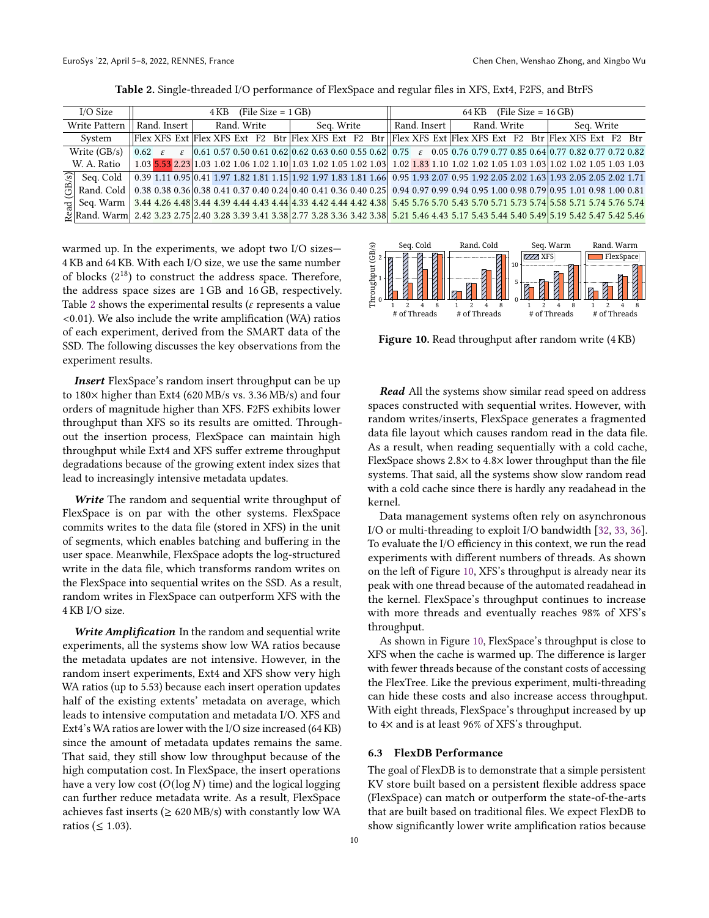**Table 2.** Single-threaded I/O performance of FlexSpace and regular files in XFS, Ext4, F2FS, and BtrFS

| I/O Size | 4 KB (File Size = 1 GB) | | | | | | | | | | | | | 64 KB (File Size = 16 GB) | | | | | | | | | | | | |
|---|---|---|---|---|---|---|---|---|---|---|---|---|---|---|---|---|---|---|---|---|---|---|---|---|---|---|
| Write Pattern | Rand. Insert | | | Rand. Write | | | | | Seq. Write | | | | | Rand. Insert | | | Rand. Write | | | | | Seq. Write | | | | |
| System | Flex | XFS | Ext | Flex | XFS | Ext | F2 | Btr | Flex | XFS | Ext | F2 | Btr | Flex | XFS | Ext | Flex | XFS | Ext | F2 | Btr | Flex | XFS | Ext | F2 | Btr |
| Write (GB/s) | 0.62 | $\varepsilon$ | $\varepsilon$ | 0.61 | 0.57 | 0.50 | 0.61 | 0.62 | 0.62 | 0.63 | 0.60 | 0.55 | 0.62 | 0.75 | $\varepsilon$ | 0.05 | 0.76 | 0.79 | 0.77 | 0.85 | 0.64 | 0.77 | 0.82 | 0.77 | 0.72 | 0.82 |
| W. A. Ratio | 1.03 | 5.53 | 2.23 | 1.03 | 1.02 | 1.06 | 1.02 | 1.10 | 1.03 | 1.02 | 1.05 | 1.02 | 1.03 | 1.02 | 1.83 | 1.10 | 1.02 | 1.02 | 1.05 | 1.03 | 1.03 | 1.02 | 1.02 | 1.05 | 1.03 | 1.03 |
| Read (GB/s) Seq. Cold | 0.39 | 1.11 | 0.95 | 0.41 | 1.97 | 1.82 | 1.81 | 1.15 | 1.92 | 1.97 | 1.83 | 1.81 | 1.66 | 0.95 | 1.93 | 2.07 | 0.95 | 1.92 | 2.05 | 2.02 | 1.63 | 1.93 | 2.05 | 2.05 | 2.02 | 1.71 |
| Read (GB/s) Rand. Cold | 0.38 | 0.38 | 0.36 | 0.38 | 0.41 | 0.37 | 0.40 | 0.24 | 0.40 | 0.41 | 0.36 | 0.40 | 0.25 | 0.94 | 0.97 | 0.99 | 0.94 | 0.95 | 1.00 | 0.98 | 0.79 | 0.95 | 1.01 | 0.98 | 1.00 | 0.81 |
| Read (GB/s) Seq. Warm | 3.44 | 4.26 | 4.48 | 3.44 | 4.39 | 4.44 | 4.43 | 4.44 | 4.33 | 4.42 | 4.44 | 4.42 | 4.38 | 5.45 | 5.76 | 5.70 | 5.43 | 5.70 | 5.71 | 5.73 | 5.74 | 5.58 | 5.71 | 5.74 | 5.76 | 5.74 |
| Read (GB/s) Rand. Warm | 2.42 | 3.23 | 2.75 | 2.40 | 3.28 | 3.39 | 3.41 | 3.38 | 2.77 | 3.28 | 3.36 | 3.42 | 3.38 | 5.21 | 5.46 | 4.43 | 5.17 | 5.43 | 5.44 | 5.40 | 5.49 | 5.19 | 5.42 | 5.47 | 5.42 | 5.46 |

warmed up. In the experiments, we adopt two I/O sizes—4 KB and 64 KB. With each I/O size, we use the same number of blocks ($2^{18}$) to construct the address space. Therefore, the address space sizes are 1 GB and 16 GB, respectively. Table 2 shows the experimental results ($\varepsilon$ represents a value <0.01). We also include the write amplification (WA) ratios of each experiment, derived from the SMART data of the SSD. The following discusses the key observations from the experiment results.

***Insert*** FlexSpace's random insert throughput can be up to 180× higher than Ext4 (620 MB/s vs. 3.36 MB/s) and four orders of magnitude higher than XFS. F2FS exhibits lower throughput than XFS so its results are omitted. Throughout the insertion process, FlexSpace can maintain high throughput while Ext4 and XFS suffer extreme throughput degradations because of the growing extent index sizes that lead to increasingly intensive metadata updates.

***Write*** The random and sequential write throughput of FlexSpace is on par with the other systems. FlexSpace commits writes to the data file (stored in XFS) in the unit of segments, which enables batching and buffering in the user space. Meanwhile, FlexSpace adopts the log-structured write in the data file, which transforms random writes on the FlexSpace into sequential writes on the SSD. As a result, random writes in FlexSpace can outperform XFS with the 4 KB I/O size.

***Write Amplification*** In the random and sequential write experiments, all the systems show low WA ratios because the metadata updates are not intensive. However, in the random insert experiments, Ext4 and XFS show very high WA ratios (up to 5.53) because each insert operation updates half of the existing extents' metadata on average, which leads to intensive computation and metadata I/O. XFS and Ext4's WA ratios are lower with the I/O size increased (64 KB) since the amount of metadata updates remains the same. That said, they still show low throughput because of the high computation cost. In FlexSpace, the insert operations have a very low cost ($O(\log N)$ time) and the logical logging can further reduce metadata write. As a result, FlexSpace achieves fast inserts (≥ 620 MB/s) with constantly low WA ratios (≤ 1.03).

**Figure 10.** Read throughput after random write (4 KB)

***Read*** All the systems show similar read speed on address spaces constructed with sequential writes. However, with random writes/inserts, FlexSpace generates a fragmented data file layout which causes random read in the data file. As a result, when reading sequentially with a cold cache, FlexSpace shows 2.8× to 4.8× lower throughput than the file systems. That said, all the systems show slow random read with a cold cache since there is hardly any readahead in the kernel.

Data management systems often rely on asynchronous I/O or multi-threading to exploit I/O bandwidth [32, 33, 36]. To evaluate the I/O efficiency in this context, we run the read experiments with different numbers of threads. As shown on the left of Figure 10, XFS's throughput is already near its peak with one thread because of the automated readahead in the kernel. FlexSpace's throughput continues to increase with more threads and eventually reaches 98% of XFS's throughput.

As shown in Figure 10, FlexSpace's throughput is close to XFS when the cache is warmed up. The difference is larger with fewer threads because of the constant costs of accessing the FlexTree. Like the previous experiment, multi-threading can hide these costs and also increase access throughput. With eight threads, FlexSpace's throughput increased by up to 4× and is at least 96% of XFS's throughput.

### 6.3 FlexDB Performance

The goal of FlexDB is to demonstrate that a simple persistent KV store built based on a persistent flexible address space (FlexSpace) can match or outperform the state-of-the-arts that are built based on traditional files. We expect FlexDB to show significantly lower write amplification ratios because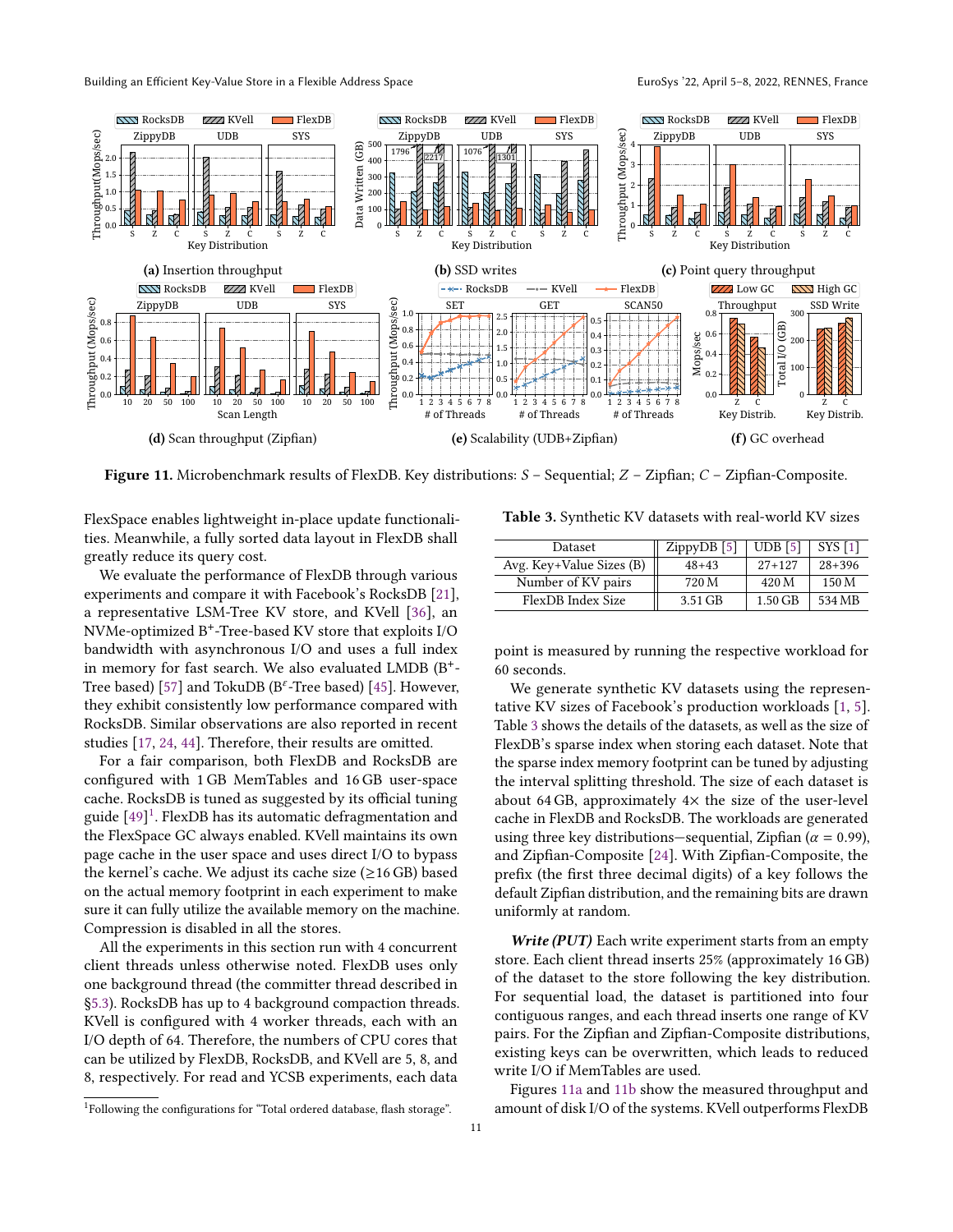**(a)** Insertion throughput

**(b)** SSD writes

**(c)** Point query throughput

**(d)** Scan throughput (Zipfian)

**(e)** Scalability (UDB+Zipfian)

**(f)** GC overhead

**Figure 11.** Microbenchmark results of FlexDB. Key distributions: *S* – Sequential; *Z* – Zipfian; *C* – Zipfian-Composite.

FlexSpace enables lightweight in-place update functionalities. Meanwhile, a fully sorted data layout in FlexDB shall greatly reduce its query cost.

We evaluate the performance of FlexDB through various experiments and compare it with Facebook's RocksDB [21], a representative LSM-Tree KV store, and KVell [36], an NVMe-optimized B+-Tree-based KV store that exploits I/O bandwidth with asynchronous I/O and uses a full index in memory for fast search. We also evaluated LMDB (B+-Tree based) [57] and TokuDB (B$^{\varepsilon}$-Tree based) [45]. However, they exhibit consistently low performance compared with RocksDB. Similar observations are also reported in recent studies [17, 24, 44]. Therefore, their results are omitted.

For a fair comparison, both FlexDB and RocksDB are configured with 1 GB MemTables and 16 GB user-space cache. RocksDB is tuned as suggested by its official tuning guide [49][1]. FlexDB has its automatic defragmentation and the FlexSpace GC always enabled. KVell maintains its own page cache in the user space and uses direct I/O to bypass the kernel's cache. We adjust its cache size (≥16 GB) based on the actual memory footprint in each experiment to make sure it can fully utilize the available memory on the machine. Compression is disabled in all the stores.

All the experiments in this section run with 4 concurrent client threads unless otherwise noted. FlexDB uses only one background thread (the committer thread described in §5.3). RocksDB has up to 4 background compaction threads. KVell is configured with 4 worker threads, each with an I/O depth of 64. Therefore, the numbers of CPU cores that can be utilized by FlexDB, RocksDB, and KVell are 5, 8, and 8, respectively. For read and YCSB experiments, each data point is measured by running the respective workload for 60 seconds.

[1] Following the configurations for "Total ordered database, flash storage".

**Table 3.** Synthetic KV datasets with real-world KV sizes

| Dataset | ZippyDB [5] | UDB [5] | SYS [1] |
|---|---|---|---|
| Avg. Key+Value Sizes (B) | 48+43 | 27+127 | 28+396 |
| Number of KV pairs | 720 M | 420 M | 150 M |
| FlexDB Index Size | 3.51 GB | 1.50 GB | 534 MB |

We generate synthetic KV datasets using the representative KV sizes of Facebook's production workloads [1, 5]. Table 3 shows the details of the datasets, as well as the size of FlexDB's sparse index when storing each dataset. Note that the sparse index memory footprint can be tuned by adjusting the interval splitting threshold. The size of each dataset is about 64 GB, approximately 4× the size of the user-level cache in FlexDB and RocksDB. The workloads are generated using three key distributions—sequential, Zipfian ($\alpha = 0.99$), and Zipfian-Composite [24]. With Zipfian-Composite, the prefix (the first three decimal digits) of a key follows the default Zipfian distribution, and the remaining bits are drawn uniformly at random.

***Write (PUT)*** Each write experiment starts from an empty store. Each client thread inserts 25% (approximately 16 GB) of the dataset to the store following the key distribution. For sequential load, the dataset is partitioned into four contiguous ranges, and each thread inserts one range of KV pairs. For the Zipfian and Zipfian-Composite distributions, existing keys can be overwritten, which leads to reduced write I/O if MemTables are used.

Figures 11a and 11b show the measured throughput and amount of disk I/O of the systems. KVell outperforms FlexDB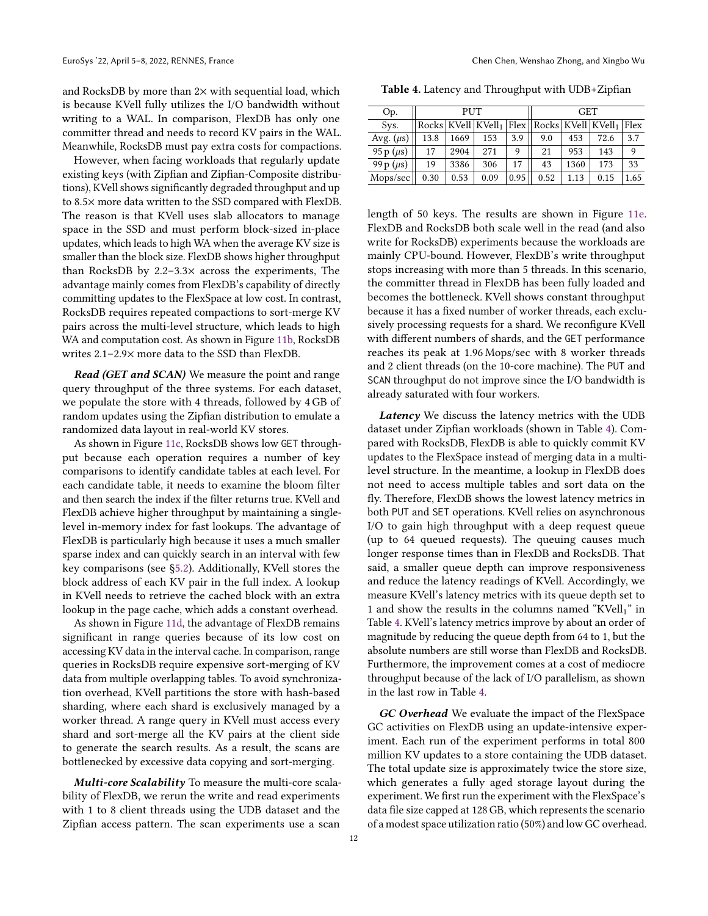and RocksDB by more than 2× with sequential load, which is because KVell fully utilizes the I/O bandwidth without writing to a WAL. In comparison, FlexDB has only one committer thread and needs to record KV pairs in the WAL. Meanwhile, RocksDB must pay extra costs for compactions.

However, when facing workloads that regularly update existing keys (with Zipfian and Zipfian-Composite distributions), KVell shows significantly degraded throughput and up to 8.5× more data written to the SSD compared with FlexDB. The reason is that KVell uses slab allocators to manage space in the SSD and must perform block-sized in-place updates, which leads to high WA when the average KV size is smaller than the block size. FlexDB shows higher throughput than RocksDB by 2.2–3.3× across the experiments, The advantage mainly comes from FlexDB's capability of directly committing updates to the FlexSpace at low cost. In contrast, RocksDB requires repeated compactions to sort-merge KV pairs across the multi-level structure, which leads to high WA and computation cost. As shown in Figure 11b, RocksDB writes 2.1–2.9× more data to the SSD than FlexDB.

***Read (GET and SCAN)*** We measure the point and range query throughput of the three systems. For each dataset, we populate the store with 4 threads, followed by 4 GB of random updates using the Zipfian distribution to emulate a randomized data layout in real-world KV stores.

As shown in Figure 11c, RocksDB shows low GET throughput because each operation requires a number of key comparisons to identify candidate tables at each level. For each candidate table, it needs to examine the bloom filter and then search the index if the filter returns true. KVell and FlexDB achieve higher throughput by maintaining a single-level in-memory index for fast lookups. The advantage of FlexDB is particularly high because it uses a much smaller sparse index and can quickly search in an interval with few key comparisons (see §5.2). Additionally, KVell stores the block address of each KV pair in the full index. A lookup in KVell needs to retrieve the cached block with an extra lookup in the page cache, which adds a constant overhead.

As shown in Figure 11d, the advantage of FlexDB remains significant in range queries because of its low cost on accessing KV data in the interval cache. In comparison, range queries in RocksDB require expensive sort-merging of KV data from multiple overlapping tables. To avoid synchronization overhead, KVell partitions the store with hash-based sharding, where each shard is exclusively managed by a worker thread. A range query in KVell must access every shard and sort-merge all the KV pairs at the client side to generate the search results. As a result, the scans are bottlenecked by excessive data copying and sort-merging.

***Multi-core Scalability*** To measure the multi-core scalability of FlexDB, we rerun the write and read experiments with 1 to 8 client threads using the UDB dataset and the Zipfian access pattern. The scan experiments use a scan length of 50 keys. The results are shown in Figure 11e. FlexDB and RocksDB both scale well in the read (and also write for RocksDB) experiments because the workloads are mainly CPU-bound. However, FlexDB's write throughput stops increasing with more than 5 threads. In this scenario, the committer thread in FlexDB has been fully loaded and becomes the bottleneck. KVell shows constant throughput because it has a fixed number of worker threads, each exclusively processing requests for a shard. We reconfigure KVell with different numbers of shards, and the GET performance reaches its peak at 1.96 Mops/sec with 8 worker threads and 2 client threads (on the 10-core machine). The PUT and SCAN throughput do not improve since the I/O bandwidth is already saturated with four workers.

**Table 4.** Latency and Throughput with UDB+Zipfian

| Op. | PUT | | | | GET | | | |
|---|---|---|---|---|---|---|---|---|
| Sys. | Rocks | KVell | $KVell_1$ | Flex | Rocks | KVell | $KVell_1$ | Flex |
| Avg. ($\mu s$) | 13.8 | 1669 | 153 | 3.9 | 9.0 | 453 | 72.6 | 3.7 |
| 95 p ($\mu s$) | 17 | 2904 | 271 | 9 | 21 | 953 | 143 | 9 |
| 99 p ($\mu s$) | 19 | 3386 | 306 | 17 | 43 | 1360 | 173 | 33 |
| Mops/sec | 0.30 | 0.53 | 0.09 | 0.95 | 0.52 | 1.13 | 0.15 | 1.65 |

***Latency*** We discuss the latency metrics with the UDB dataset under Zipfian workloads (shown in Table 4). Compared with RocksDB, FlexDB is able to quickly commit KV updates to the FlexSpace instead of merging data in a multi-level structure. In the meantime, a lookup in FlexDB does not need to access multiple tables and sort data on the fly. Therefore, FlexDB shows the lowest latency metrics in both PUT and SET operations. KVell relies on asynchronous I/O to gain high throughput with a deep request queue (up to 64 queued requests). The queuing causes much longer response times than in FlexDB and RocksDB. That said, a smaller queue depth can improve responsiveness and reduce the latency readings of KVell. Accordingly, we measure KVell's latency metrics with its queue depth set to 1 and show the results in the columns named "$KVell_1$" in Table 4. KVell's latency metrics improve by about an order of magnitude by reducing the queue depth from 64 to 1, but the absolute numbers are still worse than FlexDB and RocksDB. Furthermore, the improvement comes at a cost of mediocre throughput because of the lack of I/O parallelism, as shown in the last row in Table 4.

***GC Overhead*** We evaluate the impact of the FlexSpace GC activities on FlexDB using an update-intensive experiment. Each run of the experiment performs in total 800 million KV updates to a store containing the UDB dataset. The total update size is approximately twice the store size, which generates a fully aged storage layout during the experiment. We first run the experiment with the FlexSpace's data file size capped at 128 GB, which represents the scenario of a modest space utilization ratio (50%) and low GC overhead.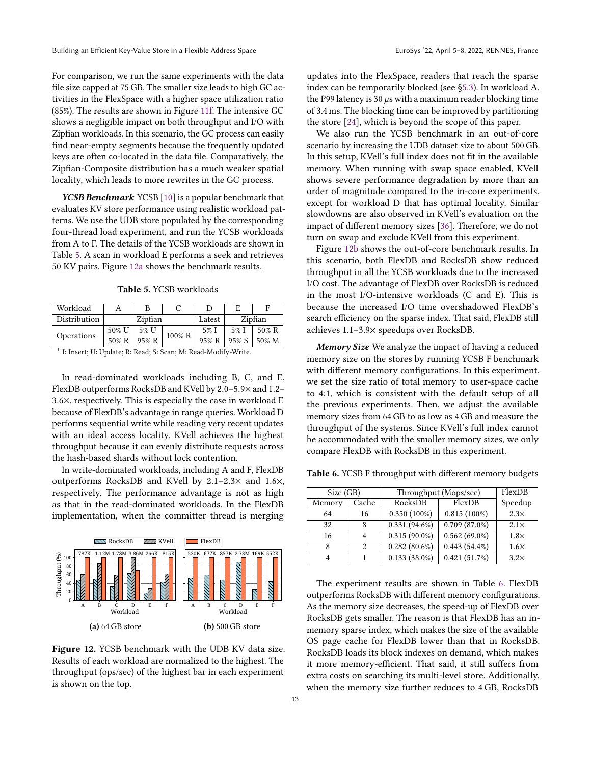For comparison, we run the same experiments with the data file size capped at 75 GB. The smaller size leads to high GC activities in the FlexSpace with a higher space utilization ratio (85%). The results are shown in Figure 11f. The intensive GC shows a negligible impact on both throughput and I/O with Zipfian workloads. In this scenario, the GC process can easily find near-empty segments because the frequently updated keys are often co-located in the data file. Comparatively, the Zipfian-Composite distribution has a much weaker spatial locality, which leads to more rewrites in the GC process.

***YCSB Benchmark*** YCSB [10] is a popular benchmark that evaluates KV store performance using realistic workload patterns. We use the UDB store populated by the corresponding four-thread load experiment, and run the YCSB workloads from A to F. The details of the YCSB workloads are shown in Table 5. A scan in workload E performs a seek and retrieves 50 KV pairs. Figure 12a shows the benchmark results.

**Table 5.** YCSB workloads

| Workload | A | B | C | D | E | F |
|---|---|---|---|---|---|---|
| Distribution | Zipfian | | | Latest | Zipfian | |
| Operations | 50% U<br>50% R | 5% U<br>95% R | 100% R | 5% I<br>95% R | 5% I<br>95% S | 50% R<br>50% M |

\* I: Insert; U: Update; R: Read; S: Scan; M: Read-Modify-Write.

In read-dominated workloads including B, C, and E, FlexDB outperforms RocksDB and KVell by 2.0–5.9× and 1.2–3.6×, respectively. This is especially the case in workload E because of FlexDB's advantage in range queries. Workload D performs sequential write while reading very recent updates with an ideal access locality. KVell achieves the highest throughput because it can evenly distribute requests across the hash-based shards without lock contention.

In write-dominated workloads, including A and F, FlexDB outperforms RocksDB and KVell by 2.1–2.3× and 1.6×, respectively. The performance advantage is not as high as that in the read-dominated workloads. In the FlexDB implementation, when the committer thread is merging updates into the FlexSpace, readers that reach the sparse index can be temporarily blocked (see §5.3). In workload A, the P99 latency is 30 μs with a maximum reader blocking time of 3.4 ms. The blocking time can be improved by partitioning the store [24], which is beyond the scope of this paper.

**Figure 12.** YCSB benchmark with the UDB KV data size. Results of each workload are normalized to the highest. The throughput (ops/sec) of the highest bar in each experiment is shown on the top. (a) 64 GB store; (b) 500 GB store.

We also run the YCSB benchmark in an out-of-core scenario by increasing the UDB dataset size to about 500 GB. In this setup, KVell's full index does not fit in the available memory. When running with swap space enabled, KVell shows severe performance degradation by more than an order of magnitude compared to the in-core experiments, except for workload D that has optimal locality. Similar slowdowns are also observed in KVell's evaluation on the impact of different memory sizes [36]. Therefore, we do not turn on swap and exclude KVell from this experiment.

Figure 12b shows the out-of-core benchmark results. In this scenario, both FlexDB and RocksDB show reduced throughput in all the YCSB workloads due to the increased I/O cost. The advantage of FlexDB over RocksDB is reduced in the most I/O-intensive workloads (C and E). This is because the increased I/O time overshadowed FlexDB's search efficiency on the sparse index. That said, FlexDB still achieves 1.1–3.9× speedups over RocksDB.

***Memory Size*** We analyze the impact of having a reduced memory size on the stores by running YCSB F benchmark with different memory configurations. In this experiment, we set the size ratio of total memory to user-space cache to 4:1, which is consistent with the default setup of all the previous experiments. Then, we adjust the available memory sizes from 64 GB to as low as 4 GB and measure the throughput of the systems. Since KVell's full index cannot be accommodated with the smaller memory sizes, we only compare FlexDB with RocksDB in this experiment.

**Table 6.** YCSB F throughput with different memory budgets

| Size (GB) | | Throughput (Mops/sec) | | FlexDB |
|---|---|---|---|---|
| Memory | Cache | RocksDB | FlexDB | Speedup |
| 64 | 16 | 0.350 (100%) | 0.815 (100%) | 2.3× |
| 32 | 8 | 0.331 (94.6%) | 0.709 (87.0%) | 2.1× |
| 16 | 4 | 0.315 (90.0%) | 0.562 (69.0%) | 1.8× |
| 8 | 2 | 0.282 (80.6%) | 0.443 (54.4%) | 1.6× |
| 4 | 1 | 0.133 (38.0%) | 0.421 (51.7%) | 3.2× |

The experiment results are shown in Table 6. FlexDB outperforms RocksDB with different memory configurations. As the memory size decreases, the speed-up of FlexDB over RocksDB gets smaller. The reason is that FlexDB has an in-memory sparse index, which makes the size of the available OS page cache for FlexDB lower than that in RocksDB. RocksDB loads its block indexes on demand, which makes it more memory-efficient. That said, it still suffers from extra costs on searching its multi-level store. Additionally, when the memory size further reduces to 4 GB, RocksDB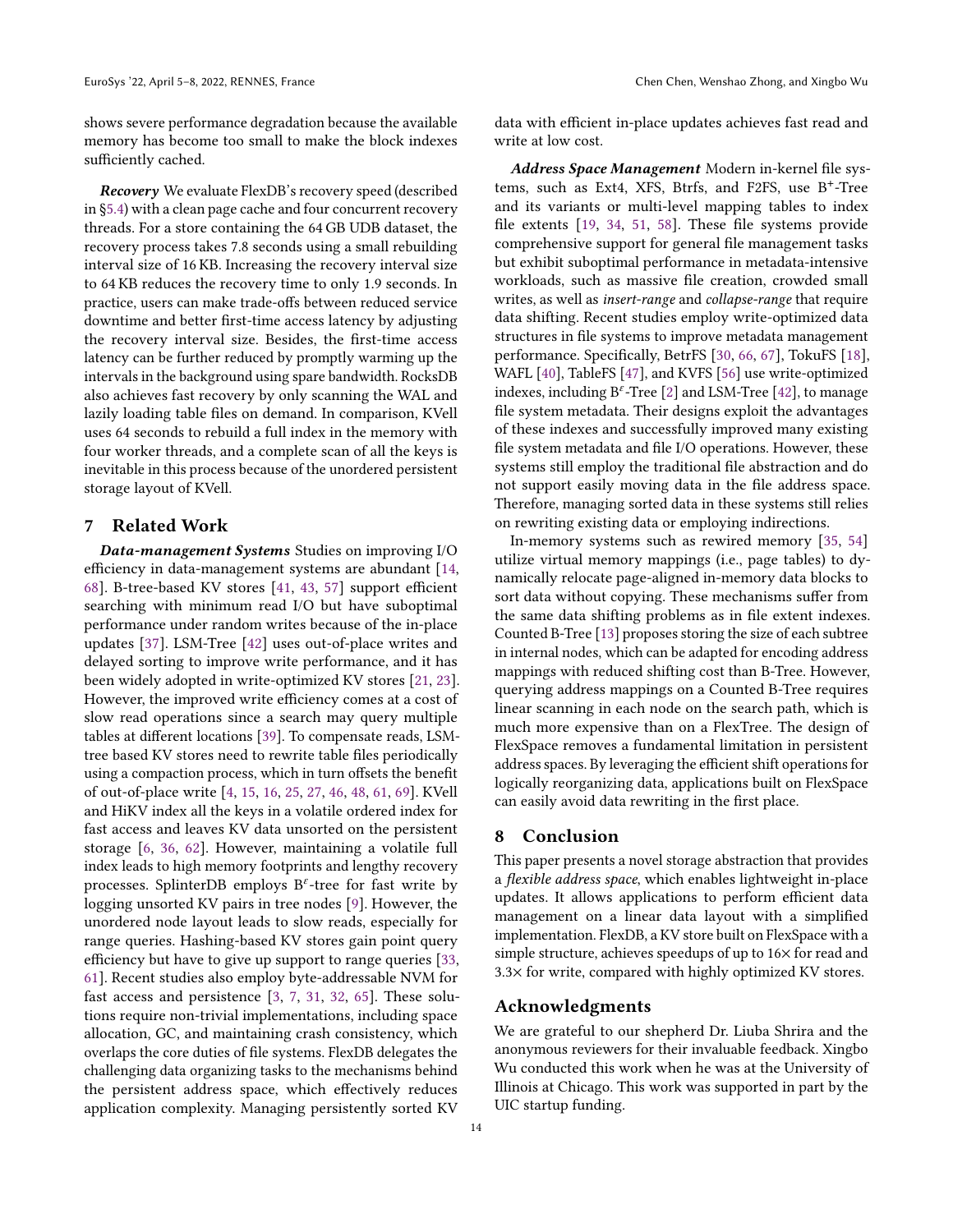shows severe performance degradation because the available memory has become too small to make the block indexes sufficiently cached.

***Recovery*** We evaluate FlexDB's recovery speed (described in §5.4) with a clean page cache and four concurrent recovery threads. For a store containing the 64 GB UDB dataset, the recovery process takes 7.8 seconds using a small rebuilding interval size of 16 KB. Increasing the recovery interval size to 64 KB reduces the recovery time to only 1.9 seconds. In practice, users can make trade-offs between reduced service downtime and better first-time access latency by adjusting the recovery interval size. Besides, the first-time access latency can be further reduced by promptly warming up the intervals in the background using spare bandwidth. RocksDB also achieves fast recovery by only scanning the WAL and lazily loading table files on demand. In comparison, KVell uses 64 seconds to rebuild a full index in the memory with four worker threads, and a complete scan of all the keys is inevitable in this process because of the unordered persistent storage layout of KVell.

## 7 Related Work

***Data-management Systems*** Studies on improving I/O efficiency in data-management systems are abundant [14, 68]. B-tree-based KV stores [41, 43, 57] support efficient searching with minimum read I/O but have suboptimal performance under random writes because of the in-place updates [37]. LSM-Tree [42] uses out-of-place writes and delayed sorting to improve write performance, and it has been widely adopted in write-optimized KV stores [21, 23]. However, the improved write efficiency comes at a cost of slow read operations since a search may query multiple tables at different locations [39]. To compensate reads, LSM-tree based KV stores need to rewrite table files periodically using a compaction process, which in turn offsets the benefit of out-of-place write [4, 15, 16, 25, 27, 46, 48, 61, 69]. KVell and HiKV index all the keys in a volatile ordered index for fast access and leaves KV data unsorted on the persistent storage [6, 36, 62]. However, maintaining a volatile full index leads to high memory footprints and lengthy recovery processes. SplinterDB employs $B^\varepsilon$-tree for fast write by logging unsorted KV pairs in tree nodes [9]. However, the unordered node layout leads to slow reads, especially for range queries. Hashing-based KV stores gain point query efficiency but have to give up support to range queries [33, 61]. Recent studies also employ byte-addressable NVM for fast access and persistence [3, 7, 31, 32, 65]. These solutions require non-trivial implementations, including space allocation, GC, and maintaining crash consistency, which overlaps the core duties of file systems. FlexDB delegates the challenging data organizing tasks to the mechanisms behind the persistent address space, which effectively reduces application complexity. Managing persistently sorted KV data with efficient in-place updates achieves fast read and write at low cost.

***Address Space Management*** Modern in-kernel file systems, such as Ext4, XFS, Btrfs, and F2FS, use $B^+$-Tree and its variants or multi-level mapping tables to index file extents [19, 34, 51, 58]. These file systems provide comprehensive support for general file management tasks but exhibit suboptimal performance in metadata-intensive workloads, such as massive file creation, crowded small writes, as well as *insert-range* and *collapse-range* that require data shifting. Recent studies employ write-optimized data structures in file systems to improve metadata management performance. Specifically, BetrFS [30, 66, 67], TokuFS [18], WAFL [40], TableFS [47], and KVFS [56] use write-optimized indexes, including $B^\varepsilon$-Tree [2] and LSM-Tree [42], to manage file system metadata. Their designs exploit the advantages of these indexes and successfully improved many existing file system metadata and file I/O operations. However, these systems still employ the traditional file abstraction and do not support easily moving data in the file address space. Therefore, managing sorted data in these systems still relies on rewriting existing data or employing indirections.

In-memory systems such as rewired memory [35, 54] utilize virtual memory mappings (i.e., page tables) to dynamically relocate page-aligned in-memory data blocks to sort data without copying. These mechanisms suffer from the same data shifting problems as in file extent indexes. Counted B-Tree [13] proposes storing the size of each subtree in internal nodes, which can be adapted for encoding address mappings with reduced shifting cost than B-Tree. However, querying address mappings on a Counted B-Tree requires linear scanning in each node on the search path, which is much more expensive than on a FlexTree. The design of FlexSpace removes a fundamental limitation in persistent address spaces. By leveraging the efficient shift operations for logically reorganizing data, applications built on FlexSpace can easily avoid data rewriting in the first place.

## 8 Conclusion

This paper presents a novel storage abstraction that provides a *flexible address space*, which enables lightweight in-place updates. It allows applications to perform efficient data management on a linear data layout with a simplified implementation. FlexDB, a KV store built on FlexSpace with a simple structure, achieves speedups of up to 16× for read and 3.3× for write, compared with highly optimized KV stores.

## Acknowledgments

We are grateful to our shepherd Dr. Liuba Shrira and the anonymous reviewers for their invaluable feedback. Xingbo Wu conducted this work when he was at the University of Illinois at Chicago. This work was supported in part by the UIC startup funding.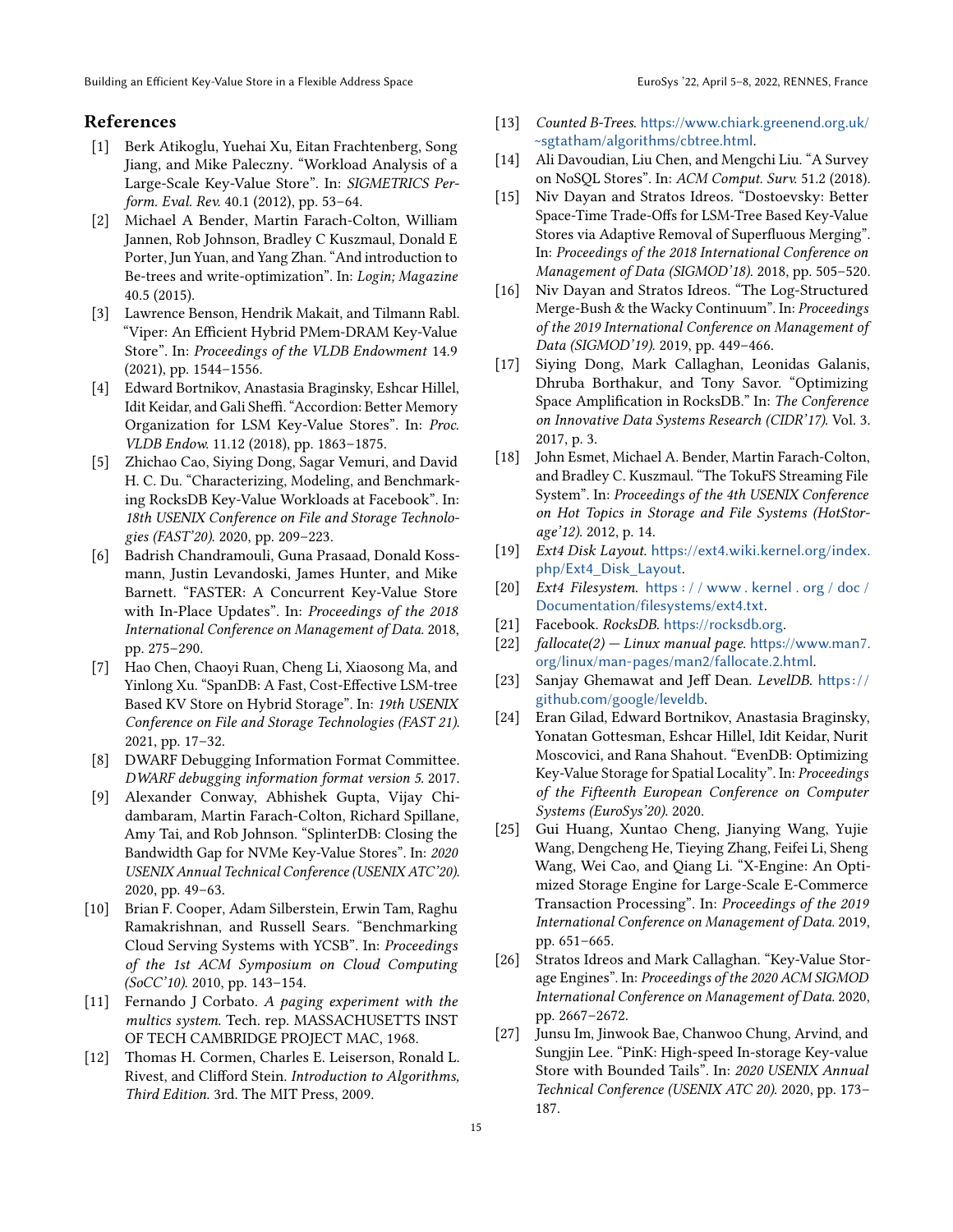## References

[1] Berk Atikoglu, Yuehai Xu, Eitan Frachtenberg, Song Jiang, and Mike Paleczny. "Workload Analysis of a Large-Scale Key-Value Store". In: *SIGMETRICS Perform. Eval. Rev.* 40.1 (2012), pp. 53–64.

[2] Michael A Bender, Martin Farach-Colton, William Jannen, Rob Johnson, Bradley C Kuszmaul, Donald E Porter, Jun Yuan, and Yang Zhan. "And introduction to Be-trees and write-optimization". In: *Login; Magazine* 40.5 (2015).

[3] Lawrence Benson, Hendrik Makait, and Tilmann Rabl. "Viper: An Efficient Hybrid PMem-DRAM Key-Value Store". In: *Proceedings of the VLDB Endowment* 14.9 (2021), pp. 1544–1556.

[4] Edward Bortnikov, Anastasia Braginsky, Eshcar Hillel, Idit Keidar, and Gali Sheffi. "Accordion: Better Memory Organization for LSM Key-Value Stores". In: *Proc. VLDB Endow.* 11.12 (2018), pp. 1863–1875.

[5] Zhichao Cao, Siying Dong, Sagar Vemuri, and David H. C. Du. "Characterizing, Modeling, and Benchmarking RocksDB Key-Value Workloads at Facebook". In: *18th USENIX Conference on File and Storage Technologies (FAST'20)*. 2020, pp. 209–223.

[6] Badrish Chandramouli, Guna Prasaad, Donald Kossmann, Justin Levandoski, James Hunter, and Mike Barnett. "FASTER: A Concurrent Key-Value Store with In-Place Updates". In: *Proceedings of the 2018 International Conference on Management of Data*. 2018, pp. 275–290.

[7] Hao Chen, Chaoyi Ruan, Cheng Li, Xiaosong Ma, and Yinlong Xu. "SpanDB: A Fast, Cost-Effective LSM-tree Based KV Store on Hybrid Storage". In: *19th USENIX Conference on File and Storage Technologies (FAST 21)*. 2021, pp. 17–32.

[8] DWARF Debugging Information Format Committee. *DWARF debugging information format version 5*. 2017.

[9] Alexander Conway, Abhishek Gupta, Vijay Chidambaram, Martin Farach-Colton, Richard Spillane, Amy Tai, and Rob Johnson. "SplinterDB: Closing the Bandwidth Gap for NVMe Key-Value Stores". In: *2020 USENIX Annual Technical Conference (USENIX ATC'20)*. 2020, pp. 49–63.

[10] Brian F. Cooper, Adam Silberstein, Erwin Tam, Raghu Ramakrishnan, and Russell Sears. "Benchmarking Cloud Serving Systems with YCSB". In: *Proceedings of the 1st ACM Symposium on Cloud Computing (SoCC'10)*. 2010, pp. 143–154.

[11] Fernando J Corbato. *A paging experiment with the multics system*. Tech. rep. MASSACHUSETTS INST OF TECH CAMBRIDGE PROJECT MAC, 1968.

[12] Thomas H. Cormen, Charles E. Leiserson, Ronald L. Rivest, and Clifford Stein. *Introduction to Algorithms, Third Edition*. 3rd. The MIT Press, 2009.

[13] *Counted B-Trees*. https://www.chiark.greenend.org.uk/~sgtatham/algorithms/cbtree.html.

[14] Ali Davoudian, Liu Chen, and Mengchi Liu. "A Survey on NoSQL Stores". In: *ACM Comput. Surv.* 51.2 (2018).

[15] Niv Dayan and Stratos Idreos. "Dostoevsky: Better Space-Time Trade-Offs for LSM-Tree Based Key-Value Stores via Adaptive Removal of Superfluous Merging". In: *Proceedings of the 2018 International Conference on Management of Data (SIGMOD'18)*. 2018, pp. 505–520.

[16] Niv Dayan and Stratos Idreos. "The Log-Structured Merge-Bush & the Wacky Continuum". In: *Proceedings of the 2019 International Conference on Management of Data (SIGMOD'19)*. 2019, pp. 449–466.

[17] Siying Dong, Mark Callaghan, Leonidas Galanis, Dhruba Borthakur, and Tony Savor. "Optimizing Space Amplification in RocksDB." In: *The Conference on Innovative Data Systems Research (CIDR'17)*. Vol. 3. 2017, p. 3.

[18] John Esmet, Michael A. Bender, Martin Farach-Colton, and Bradley C. Kuszmaul. "The TokuFS Streaming File System". In: *Proceedings of the 4th USENIX Conference on Hot Topics in Storage and File Systems (HotStorage'12)*. 2012, p. 14.

[19] *Ext4 Disk Layout*. https://ext4.wiki.kernel.org/index.php/Ext4_Disk_Layout.

[20] *Ext4 Filesystem*. https://www.kernel.org/doc/Documentation/filesystems/ext4.txt.

[21] Facebook. *RocksDB*. https://rocksdb.org.

[22] *fallocate(2) — Linux manual page*. https://www.man7.org/linux/man-pages/man2/fallocate.2.html.

[23] Sanjay Ghemawat and Jeff Dean. *LevelDB*. https://github.com/google/leveldb.

[24] Eran Gilad, Edward Bortnikov, Anastasia Braginsky, Yonatan Gottesman, Eshcar Hillel, Idit Keidar, Nurit Moscovici, and Rana Shahout. "EvenDB: Optimizing Key-Value Storage for Spatial Locality". In: *Proceedings of the Fifteenth European Conference on Computer Systems (EuroSys'20)*. 2020.

[25] Gui Huang, Xuntao Cheng, Jianying Wang, Yujie Wang, Dengcheng He, Tieying Zhang, Feifei Li, Sheng Wang, Wei Cao, and Qiang Li. "X-Engine: An Optimized Storage Engine for Large-Scale E-Commerce Transaction Processing". In: *Proceedings of the 2019 International Conference on Management of Data*. 2019, pp. 651–665.

[26] Stratos Idreos and Mark Callaghan. "Key-Value Storage Engines". In: *Proceedings of the 2020 ACM SIGMOD International Conference on Management of Data*. 2020, pp. 2667–2672.

[27] Junsu Im, Jinwook Bae, Chanwoo Chung, Arvind, and Sungjin Lee. "PinK: High-speed In-storage Key-value Store with Bounded Tails". In: *2020 USENIX Annual Technical Conference (USENIX ATC 20)*. 2020, pp. 173–187.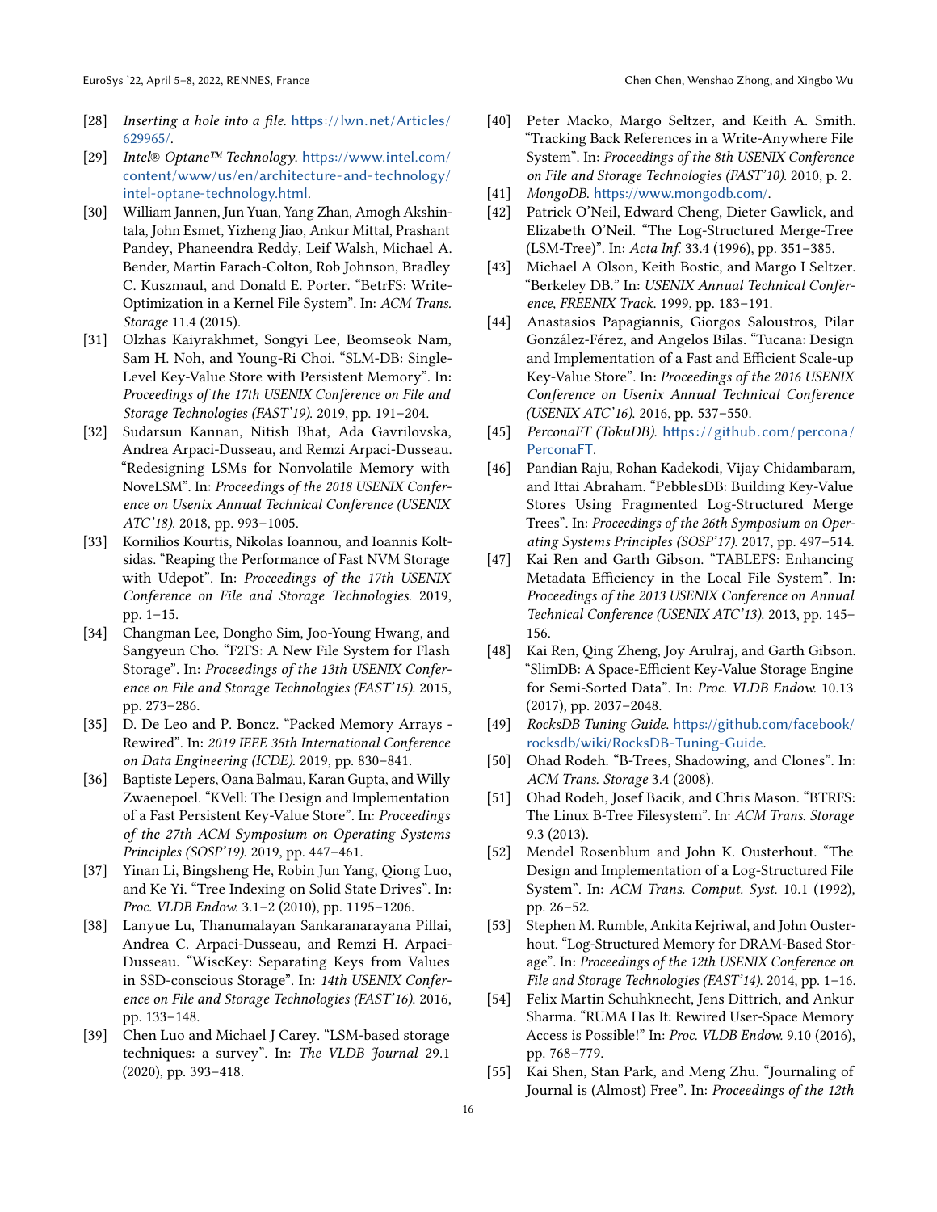[28] *Inserting a hole into a file*. https://lwn.net/Articles/629965/.

[29] *Intel® Optane™ Technology*. https://www.intel.com/content/www/us/en/architecture-and-technology/intel-optane-technology.html.

[30] William Jannen, Jun Yuan, Yang Zhan, Amogh Akshintala, John Esmet, Yizheng Jiao, Ankur Mittal, Prashant Pandey, Phaneendra Reddy, Leif Walsh, Michael A. Bender, Martin Farach-Colton, Rob Johnson, Bradley C. Kuszmaul, and Donald E. Porter. "BetrFS: Write-Optimization in a Kernel File System". In: *ACM Trans. Storage* 11.4 (2015).

[31] Olzhas Kaiyrakhmet, Songyi Lee, Beomseok Nam, Sam H. Noh, and Young-Ri Choi. "SLM-DB: Single-Level Key-Value Store with Persistent Memory". In: *Proceedings of the 17th USENIX Conference on File and Storage Technologies (FAST'19)*. 2019, pp. 191–204.

[32] Sudarsun Kannan, Nitish Bhat, Ada Gavrilovska, Andrea Arpaci-Dusseau, and Remzi Arpaci-Dusseau. "Redesigning LSMs for Nonvolatile Memory with NoveLSM". In: *Proceedings of the 2018 USENIX Conference on Usenix Annual Technical Conference (USENIX ATC'18)*. 2018, pp. 993–1005.

[33] Kornilios Kourtis, Nikolas Ioannou, and Ioannis Koltsidas. "Reaping the Performance of Fast NVM Storage with Udepot". In: *Proceedings of the 17th USENIX Conference on File and Storage Technologies*. 2019, pp. 1–15.

[34] Changman Lee, Dongho Sim, Joo-Young Hwang, and Sangyeun Cho. "F2FS: A New File System for Flash Storage". In: *Proceedings of the 13th USENIX Conference on File and Storage Technologies (FAST'15)*. 2015, pp. 273–286.

[35] D. De Leo and P. Boncz. "Packed Memory Arrays - Rewired". In: *2019 IEEE 35th International Conference on Data Engineering (ICDE)*. 2019, pp. 830–841.

[36] Baptiste Lepers, Oana Balmau, Karan Gupta, and Willy Zwaenepoel. "KVell: The Design and Implementation of a Fast Persistent Key-Value Store". In: *Proceedings of the 27th ACM Symposium on Operating Systems Principles (SOSP'19)*. 2019, pp. 447–461.

[37] Yinan Li, Bingsheng He, Robin Jun Yang, Qiong Luo, and Ke Yi. "Tree Indexing on Solid State Drives". In: *Proc. VLDB Endow.* 3.1–2 (2010), pp. 1195–1206.

[38] Lanyue Lu, Thanumalayan Sankaranarayana Pillai, Andrea C. Arpaci-Dusseau, and Remzi H. Arpaci-Dusseau. "WiscKey: Separating Keys from Values in SSD-conscious Storage". In: *14th USENIX Conference on File and Storage Technologies (FAST'16)*. 2016, pp. 133–148.

[39] Chen Luo and Michael J Carey. "LSM-based storage techniques: a survey". In: *The VLDB Journal* 29.1 (2020), pp. 393–418.

[40] Peter Macko, Margo Seltzer, and Keith A. Smith. "Tracking Back References in a Write-Anywhere File System". In: *Proceedings of the 8th USENIX Conference on File and Storage Technologies (FAST'10)*. 2010, p. 2.

[41] *MongoDB*. https://www.mongodb.com/.

[42] Patrick O'Neil, Edward Cheng, Dieter Gawlick, and Elizabeth O'Neil. "The Log-Structured Merge-Tree (LSM-Tree)". In: *Acta Inf.* 33.4 (1996), pp. 351–385.

[43] Michael A Olson, Keith Bostic, and Margo I Seltzer. "Berkeley DB." In: *USENIX Annual Technical Conference, FREENIX Track*. 1999, pp. 183–191.

[44] Anastasios Papagiannis, Giorgos Saloustros, Pilar González-Férez, and Angelos Bilas. "Tucana: Design and Implementation of a Fast and Efficient Scale-up Key-Value Store". In: *Proceedings of the 2016 USENIX Conference on Usenix Annual Technical Conference (USENIX ATC'16)*. 2016, pp. 537–550.

[45] *PerconaFT (TokuDB)*. https://github.com/percona/PerconaFT.

[46] Pandian Raju, Rohan Kadekodi, Vijay Chidambaram, and Ittai Abraham. "PebblesDB: Building Key-Value Stores Using Fragmented Log-Structured Merge Trees". In: *Proceedings of the 26th Symposium on Operating Systems Principles (SOSP'17)*. 2017, pp. 497–514.

[47] Kai Ren and Garth Gibson. "TABLEFS: Enhancing Metadata Efficiency in the Local File System". In: *Proceedings of the 2013 USENIX Conference on Annual Technical Conference (USENIX ATC'13)*. 2013, pp. 145–156.

[48] Kai Ren, Qing Zheng, Joy Arulraj, and Garth Gibson. "SlimDB: A Space-Efficient Key-Value Storage Engine for Semi-Sorted Data". In: *Proc. VLDB Endow.* 10.13 (2017), pp. 2037–2048.

[49] *RocksDB Tuning Guide*. https://github.com/facebook/rocksdb/wiki/RocksDB-Tuning-Guide.

[50] Ohad Rodeh. "B-Trees, Shadowing, and Clones". In: *ACM Trans. Storage* 3.4 (2008).

[51] Ohad Rodeh, Josef Bacik, and Chris Mason. "BTRFS: The Linux B-Tree Filesystem". In: *ACM Trans. Storage* 9.3 (2013).

[52] Mendel Rosenblum and John K. Ousterhout. "The Design and Implementation of a Log-Structured File System". In: *ACM Trans. Comput. Syst.* 10.1 (1992), pp. 26–52.

[53] Stephen M. Rumble, Ankita Kejriwal, and John Ousterhout. "Log-Structured Memory for DRAM-Based Storage". In: *Proceedings of the 12th USENIX Conference on File and Storage Technologies (FAST'14)*. 2014, pp. 1–16.

[54] Felix Martin Schuhknecht, Jens Dittrich, and Ankur Sharma. "RUMA Has It: Rewired User-Space Memory Access is Possible!" In: *Proc. VLDB Endow.* 9.10 (2016), pp. 768–779.

[55] Kai Shen, Stan Park, and Meng Zhu. "Journaling of Journal is (Almost) Free". In: *Proceedings of the 12th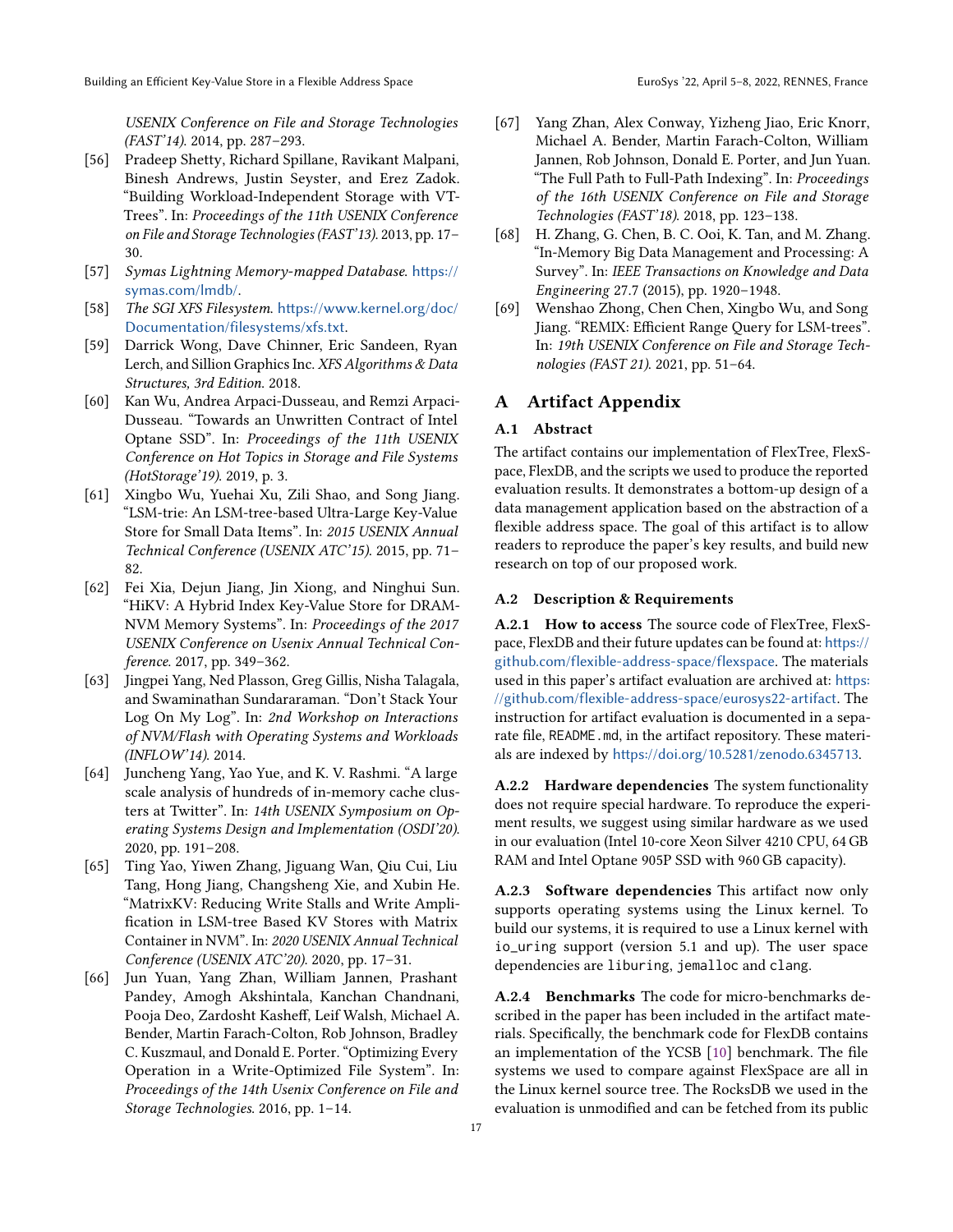USENIX Conference on File and Storage Technologies (FAST'14). 2014, pp. 287–293.

[56] Pradeep Shetty, Richard Spillane, Ravikant Malpani, Binesh Andrews, Justin Seyster, and Erez Zadok. "Building Workload-Independent Storage with VT-Trees". In: *Proceedings of the 11th USENIX Conference on File and Storage Technologies (FAST'13)*. 2013, pp. 17–30.

[57] *Symas Lightning Memory-mapped Database*. https://symas.com/lmdb/.

[58] *The SGI XFS Filesystem*. https://www.kernel.org/doc/Documentation/filesystems/xfs.txt.

[59] Darrick Wong, Dave Chinner, Eric Sandeen, Ryan Lerch, and Sillion Graphics Inc. *XFS Algorithms & Data Structures, 3rd Edition*. 2018.

[60] Kan Wu, Andrea Arpaci-Dusseau, and Remzi Arpaci-Dusseau. "Towards an Unwritten Contract of Intel Optane SSD". In: *Proceedings of the 11th USENIX Conference on Hot Topics in Storage and File Systems (HotStorage'19)*. 2019, p. 3.

[61] Xingbo Wu, Yuehai Xu, Zili Shao, and Song Jiang. "LSM-trie: An LSM-tree-based Ultra-Large Key-Value Store for Small Data Items". In: *2015 USENIX Annual Technical Conference (USENIX ATC'15)*. 2015, pp. 71–82.

[62] Fei Xia, Dejun Jiang, Jin Xiong, and Ninghui Sun. "HiKV: A Hybrid Index Key-Value Store for DRAM-NVM Memory Systems". In: *Proceedings of the 2017 USENIX Conference on Usenix Annual Technical Conference*. 2017, pp. 349–362.

[63] Jingpei Yang, Ned Plasson, Greg Gillis, Nisha Talagala, and Swaminathan Sundararaman. "Don't Stack Your Log On My Log". In: *2nd Workshop on Interactions of NVM/Flash with Operating Systems and Workloads (INFLOW'14)*. 2014.

[64] Juncheng Yang, Yao Yue, and K. V. Rashmi. "A large scale analysis of hundreds of in-memory cache clusters at Twitter". In: *14th USENIX Symposium on Operating Systems Design and Implementation (OSDI'20)*. 2020, pp. 191–208.

[65] Ting Yao, Yiwen Zhang, Jiguang Wan, Qiu Cui, Liu Tang, Hong Jiang, Changsheng Xie, and Xubin He. "MatrixKV: Reducing Write Stalls and Write Amplification in LSM-tree Based KV Stores with Matrix Container in NVM". In: *2020 USENIX Annual Technical Conference (USENIX ATC'20)*. 2020, pp. 17–31.

[66] Jun Yuan, Yang Zhan, William Jannen, Prashant Pandey, Amogh Akshintala, Kanchan Chandnani, Pooja Deo, Zardosht Kasheff, Leif Walsh, Michael A. Bender, Martin Farach-Colton, Rob Johnson, Bradley C. Kuszmaul, and Donald E. Porter. "Optimizing Every Operation in a Write-Optimized File System". In: *Proceedings of the 14th Usenix Conference on File and Storage Technologies*. 2016, pp. 1–14.

[67] Yang Zhan, Alex Conway, Yizheng Jiao, Eric Knorr, Michael A. Bender, Martin Farach-Colton, William Jannen, Rob Johnson, Donald E. Porter, and Jun Yuan. "The Full Path to Full-Path Indexing". In: *Proceedings of the 16th USENIX Conference on File and Storage Technologies (FAST'18)*. 2018, pp. 123–138.

[68] H. Zhang, G. Chen, B. C. Ooi, K. Tan, and M. Zhang. "In-Memory Big Data Management and Processing: A Survey". In: *IEEE Transactions on Knowledge and Data Engineering* 27.7 (2015), pp. 1920–1948.

[69] Wenshao Zhong, Chen Chen, Xingbo Wu, and Song Jiang. "REMIX: Efficient Range Query for LSM-trees". In: *19th USENIX Conference on File and Storage Technologies (FAST 21)*. 2021, pp. 51–64.

# A Artifact Appendix

## A.1 Abstract

The artifact contains our implementation of FlexTree, FlexSpace, FlexDB, and the scripts we used to produce the reported evaluation results. It demonstrates a bottom-up design of a data management application based on the abstraction of a flexible address space. The goal of this artifact is to allow readers to reproduce the paper's key results, and build new research on top of our proposed work.

## A.2 Description & Requirements

**A.2.1 How to access** The source code of FlexTree, FlexSpace, FlexDB and their future updates can be found at: https://github.com/flexible-address-space/flexspace. The materials used in this paper's artifact evaluation are archived at: https://github.com/flexible-address-space/eurosys22-artifact. The instruction for artifact evaluation is documented in a separate file, `README.md`, in the artifact repository. These materials are indexed by https://doi.org/10.5281/zenodo.6345713.

**A.2.2 Hardware dependencies** The system functionality does not require special hardware. To reproduce the experiment results, we suggest using similar hardware as we used in our evaluation (Intel 10-core Xeon Silver 4210 CPU, 64 GB RAM and Intel Optane 905P SSD with 960 GB capacity).

**A.2.3 Software dependencies** This artifact now only supports operating systems using the Linux kernel. To build our systems, it is required to use a Linux kernel with `io_uring` support (version 5.1 and up). The user space dependencies are `liburing`, `jemalloc` and `clang`.

**A.2.4 Benchmarks** The code for micro-benchmarks described in the paper has been included in the artifact materials. Specifically, the benchmark code for FlexDB contains an implementation of the YCSB [10] benchmark. The file systems we used to compare against FlexSpace are all in the Linux kernel source tree. The RocksDB we used in the evaluation is unmodified and can be fetched from its public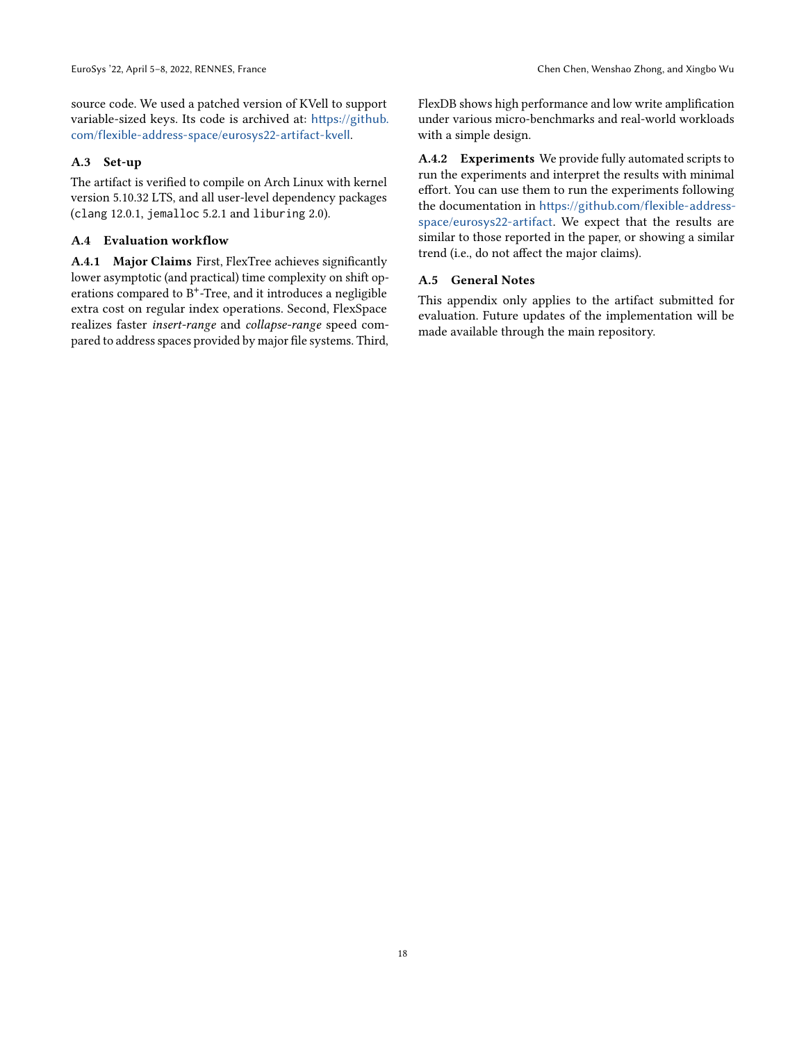source code. We used a patched version of KVell to support variable-sized keys. Its code is archived at: https://github.com/flexible-address-space/eurosys22-artifact-kvell.

### A.3 Set-up

The artifact is verified to compile on Arch Linux with kernel version 5.10.32 LTS, and all user-level dependency packages (`clang` 12.0.1, `jemalloc` 5.2.1 and `liburing` 2.0).

### A.4 Evaluation workflow

**A.4.1 Major Claims** First, FlexTree achieves significantly lower asymptotic (and practical) time complexity on shift operations compared to B$^+$-Tree, and it introduces a negligible extra cost on regular index operations. Second, FlexSpace realizes faster *insert-range* and *collapse-range* speed compared to address spaces provided by major file systems. Third, FlexDB shows high performance and low write amplification under various micro-benchmarks and real-world workloads with a simple design.

**A.4.2 Experiments** We provide fully automated scripts to run the experiments and interpret the results with minimal effort. You can use them to run the experiments following the documentation in https://github.com/flexible-address-space/eurosys22-artifact. We expect that the results are similar to those reported in the paper, or showing a similar trend (i.e., do not affect the major claims).

### A.5 General Notes

This appendix only applies to the artifact submitted for evaluation. Future updates of the implementation will be made available through the main repository.